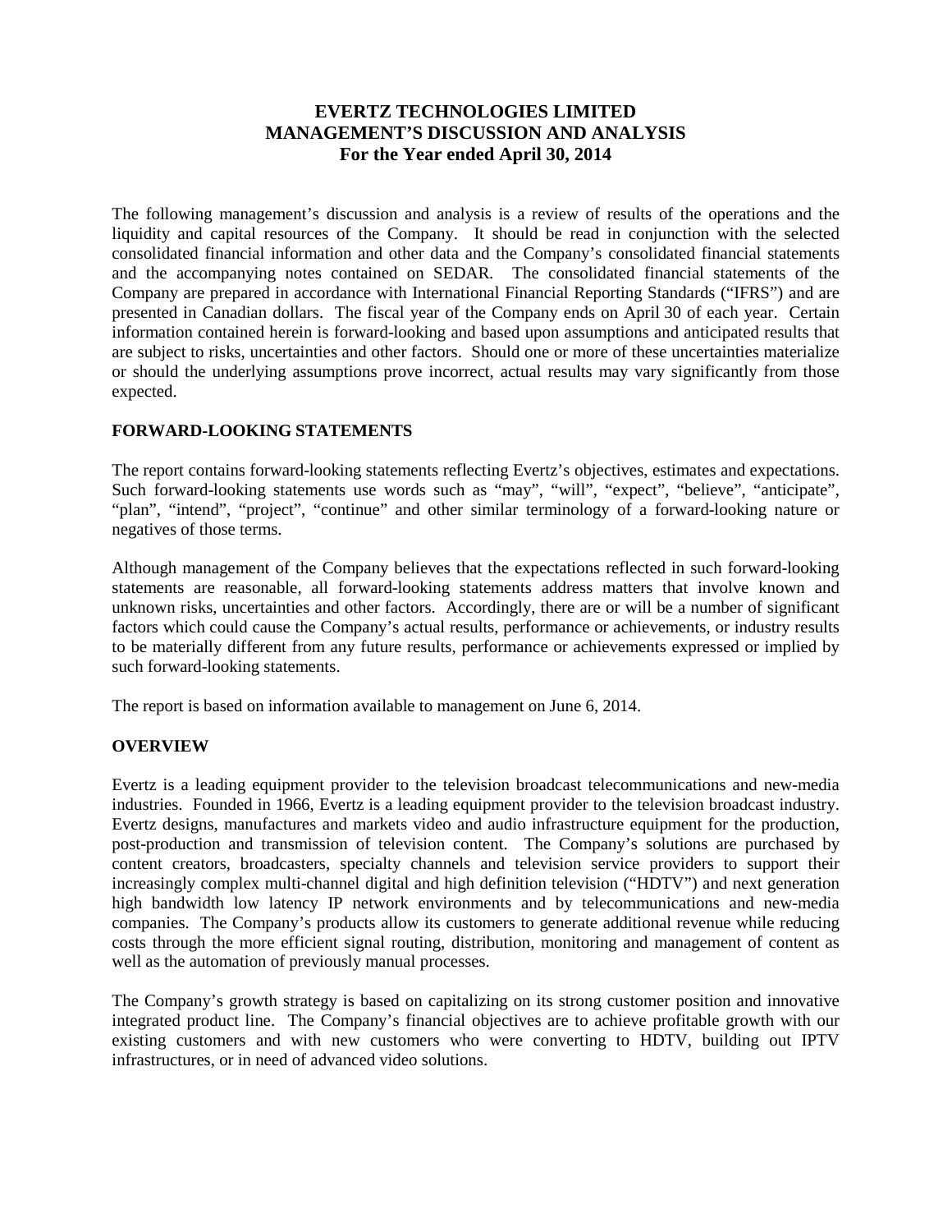# EVERTZ TECHNOLOGIES LIMITED
# MANAGEMENT'S DISCUSSION AND ANALYSIS
# For the Year ended April 30, 2014

The following management's discussion and analysis is a review of results of the operations and the liquidity and capital resources of the Company. It should be read in conjunction with the selected consolidated financial information and other data and the Company's consolidated financial statements and the accompanying notes contained on SEDAR. The consolidated financial statements of the Company are prepared in accordance with International Financial Reporting Standards ("IFRS") and are presented in Canadian dollars. The fiscal year of the Company ends on April 30 of each year. Certain information contained herein is forward-looking and based upon assumptions and anticipated results that are subject to risks, uncertainties and other factors. Should one or more of these uncertainties materialize or should the underlying assumptions prove incorrect, actual results may vary significantly from those expected.

## FORWARD-LOOKING STATEMENTS

The report contains forward-looking statements reflecting Evertz's objectives, estimates and expectations. Such forward-looking statements use words such as "may", "will", "expect", "believe", "anticipate", "plan", "intend", "project", "continue" and other similar terminology of a forward-looking nature or negatives of those terms.

Although management of the Company believes that the expectations reflected in such forward-looking statements are reasonable, all forward-looking statements address matters that involve known and unknown risks, uncertainties and other factors. Accordingly, there are or will be a number of significant factors which could cause the Company's actual results, performance or achievements, or industry results to be materially different from any future results, performance or achievements expressed or implied by such forward-looking statements.

The report is based on information available to management on June 6, 2014.

## OVERVIEW

Evertz is a leading equipment provider to the television broadcast telecommunications and new-media industries. Founded in 1966, Evertz is a leading equipment provider to the television broadcast industry. Evertz designs, manufactures and markets video and audio infrastructure equipment for the production, post-production and transmission of television content. The Company's solutions are purchased by content creators, broadcasters, specialty channels and television service providers to support their increasingly complex multi-channel digital and high definition television ("HDTV") and next generation high bandwidth low latency IP network environments and by telecommunications and new-media companies. The Company's products allow its customers to generate additional revenue while reducing costs through the more efficient signal routing, distribution, monitoring and management of content as well as the automation of previously manual processes.

The Company's growth strategy is based on capitalizing on its strong customer position and innovative integrated product line. The Company's financial objectives are to achieve profitable growth with our existing customers and with new customers who were converting to HDTV, building out IPTV infrastructures, or in need of advanced video solutions.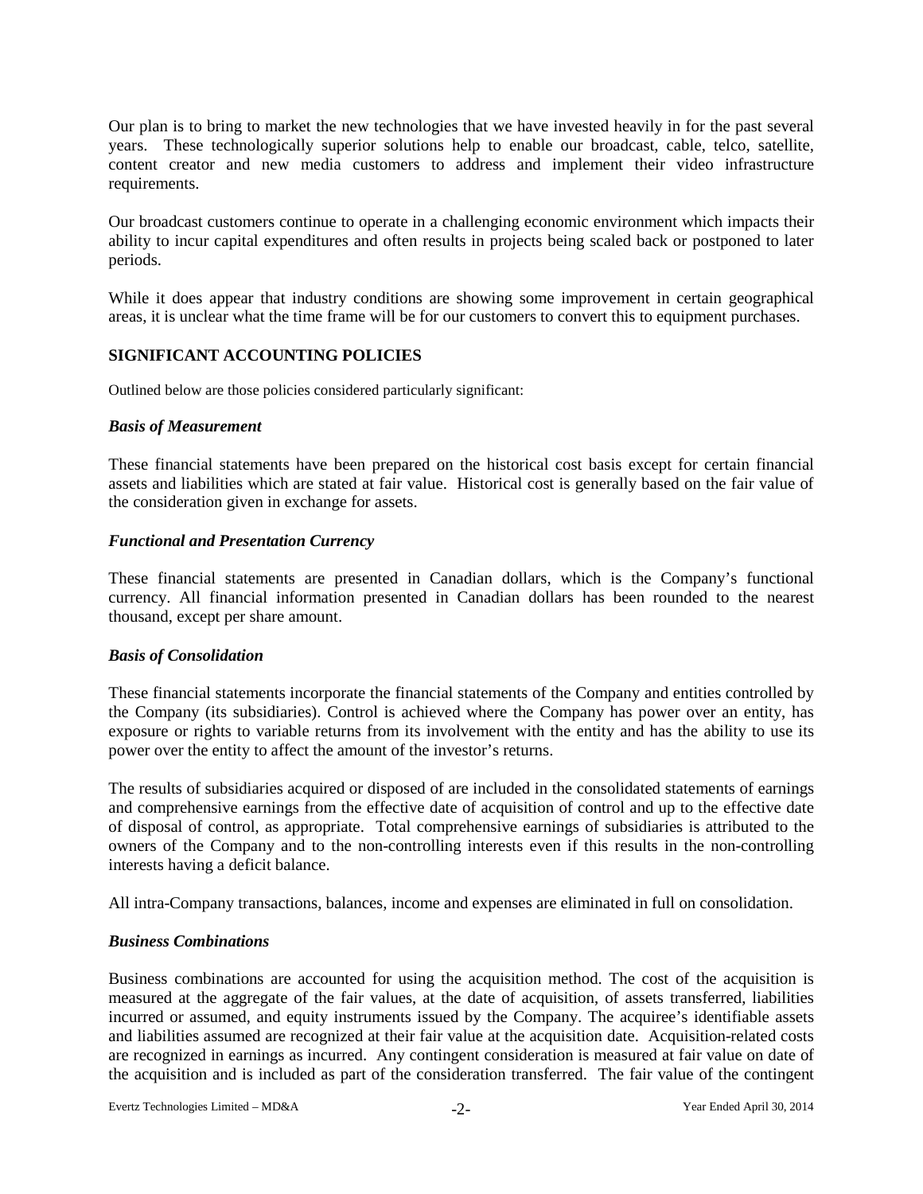Our plan is to bring to market the new technologies that we have invested heavily in for the past several years. These technologically superior solutions help to enable our broadcast, cable, telco, satellite, content creator and new media customers to address and implement their video infrastructure requirements.

Our broadcast customers continue to operate in a challenging economic environment which impacts their ability to incur capital expenditures and often results in projects being scaled back or postponed to later periods.

While it does appear that industry conditions are showing some improvement in certain geographical areas, it is unclear what the time frame will be for our customers to convert this to equipment purchases.

## SIGNIFICANT ACCOUNTING POLICIES

Outlined below are those policies considered particularly significant:

### *Basis of Measurement*

These financial statements have been prepared on the historical cost basis except for certain financial assets and liabilities which are stated at fair value. Historical cost is generally based on the fair value of the consideration given in exchange for assets.

### *Functional and Presentation Currency*

These financial statements are presented in Canadian dollars, which is the Company's functional currency. All financial information presented in Canadian dollars has been rounded to the nearest thousand, except per share amount.

### *Basis of Consolidation*

These financial statements incorporate the financial statements of the Company and entities controlled by the Company (its subsidiaries). Control is achieved where the Company has power over an entity, has exposure or rights to variable returns from its involvement with the entity and has the ability to use its power over the entity to affect the amount of the investor's returns.

The results of subsidiaries acquired or disposed of are included in the consolidated statements of earnings and comprehensive earnings from the effective date of acquisition of control and up to the effective date of disposal of control, as appropriate. Total comprehensive earnings of subsidiaries is attributed to the owners of the Company and to the non-controlling interests even if this results in the non-controlling interests having a deficit balance.

All intra-Company transactions, balances, income and expenses are eliminated in full on consolidation.

### *Business Combinations*

Business combinations are accounted for using the acquisition method. The cost of the acquisition is measured at the aggregate of the fair values, at the date of acquisition, of assets transferred, liabilities incurred or assumed, and equity instruments issued by the Company. The acquiree's identifiable assets and liabilities assumed are recognized at their fair value at the acquisition date. Acquisition-related costs are recognized in earnings as incurred. Any contingent consideration is measured at fair value on date of the acquisition and is included as part of the consideration transferred. The fair value of the contingent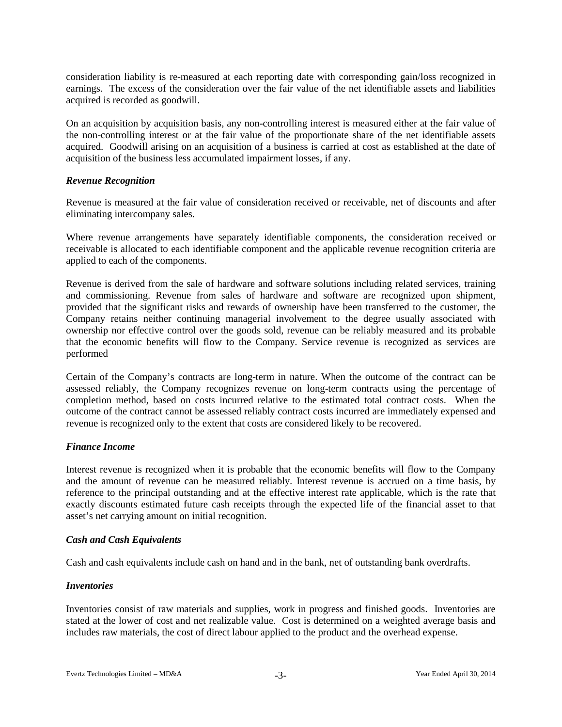consideration liability is re-measured at each reporting date with corresponding gain/loss recognized in earnings. The excess of the consideration over the fair value of the net identifiable assets and liabilities acquired is recorded as goodwill.

On an acquisition by acquisition basis, any non-controlling interest is measured either at the fair value of the non-controlling interest or at the fair value of the proportionate share of the net identifiable assets acquired. Goodwill arising on an acquisition of a business is carried at cost as established at the date of acquisition of the business less accumulated impairment losses, if any.

***Revenue Recognition***

Revenue is measured at the fair value of consideration received or receivable, net of discounts and after eliminating intercompany sales.

Where revenue arrangements have separately identifiable components, the consideration received or receivable is allocated to each identifiable component and the applicable revenue recognition criteria are applied to each of the components.

Revenue is derived from the sale of hardware and software solutions including related services, training and commissioning. Revenue from sales of hardware and software are recognized upon shipment, provided that the significant risks and rewards of ownership have been transferred to the customer, the Company retains neither continuing managerial involvement to the degree usually associated with ownership nor effective control over the goods sold, revenue can be reliably measured and its probable that the economic benefits will flow to the Company. Service revenue is recognized as services are performed

Certain of the Company's contracts are long-term in nature. When the outcome of the contract can be assessed reliably, the Company recognizes revenue on long-term contracts using the percentage of completion method, based on costs incurred relative to the estimated total contract costs. When the outcome of the contract cannot be assessed reliably contract costs incurred are immediately expensed and revenue is recognized only to the extent that costs are considered likely to be recovered.

***Finance Income***

Interest revenue is recognized when it is probable that the economic benefits will flow to the Company and the amount of revenue can be measured reliably. Interest revenue is accrued on a time basis, by reference to the principal outstanding and at the effective interest rate applicable, which is the rate that exactly discounts estimated future cash receipts through the expected life of the financial asset to that asset's net carrying amount on initial recognition.

***Cash and Cash Equivalents***

Cash and cash equivalents include cash on hand and in the bank, net of outstanding bank overdrafts.

***Inventories***

Inventories consist of raw materials and supplies, work in progress and finished goods. Inventories are stated at the lower of cost and net realizable value. Cost is determined on a weighted average basis and includes raw materials, the cost of direct labour applied to the product and the overhead expense.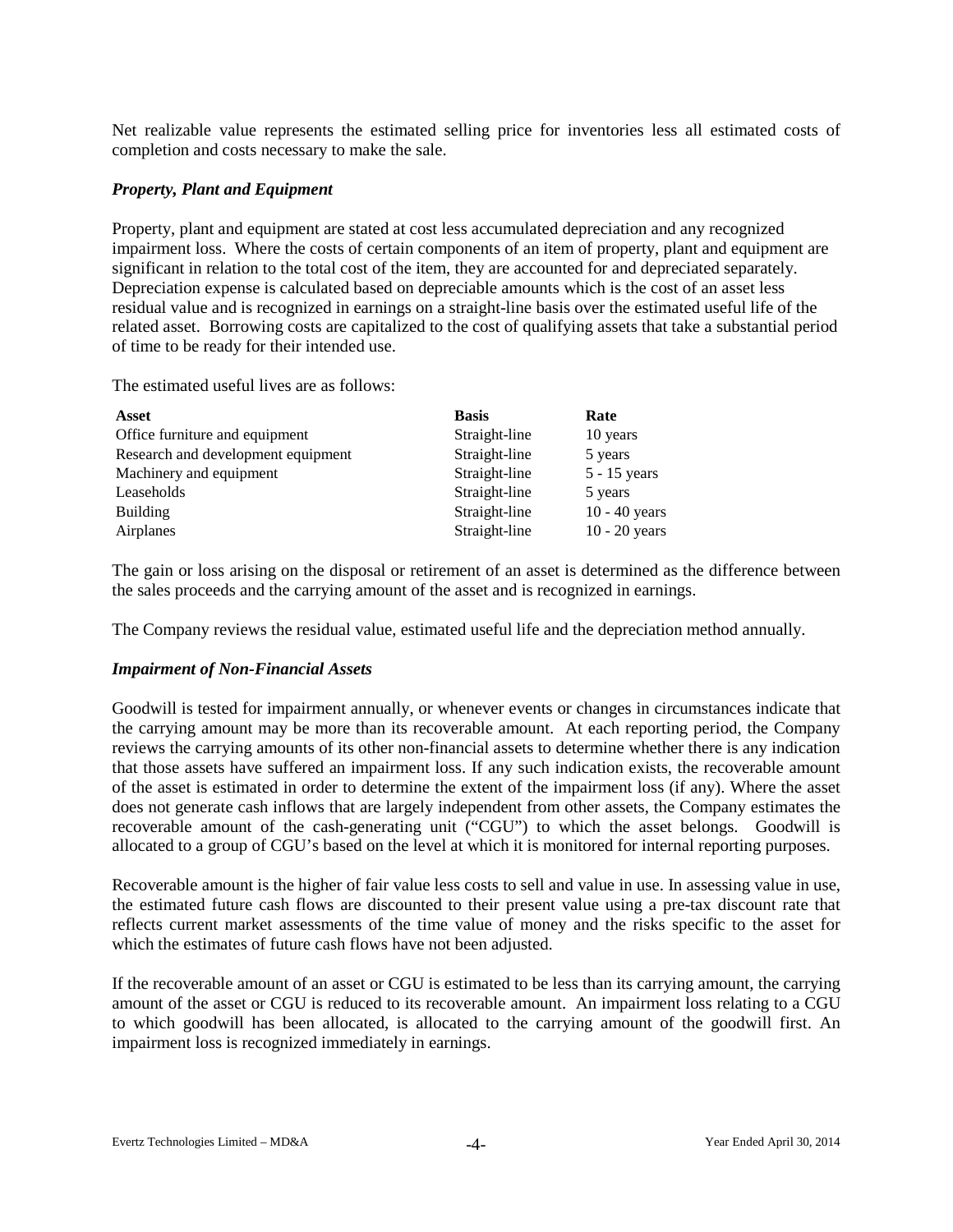Net realizable value represents the estimated selling price for inventories less all estimated costs of completion and costs necessary to make the sale.

### *Property, Plant and Equipment*

Property, plant and equipment are stated at cost less accumulated depreciation and any recognized impairment loss. Where the costs of certain components of an item of property, plant and equipment are significant in relation to the total cost of the item, they are accounted for and depreciated separately. Depreciation expense is calculated based on depreciable amounts which is the cost of an asset less residual value and is recognized in earnings on a straight-line basis over the estimated useful life of the related asset. Borrowing costs are capitalized to the cost of qualifying assets that take a substantial period of time to be ready for their intended use.

The estimated useful lives are as follows:

| Asset | Basis | Rate |
|---|---|---|
| Office furniture and equipment | Straight-line | 10 years |
| Research and development equipment | Straight-line | 5 years |
| Machinery and equipment | Straight-line | 5 - 15 years |
| Leaseholds | Straight-line | 5 years |
| Building | Straight-line | 10 - 40 years |
| Airplanes | Straight-line | 10 - 20 years |

The gain or loss arising on the disposal or retirement of an asset is determined as the difference between the sales proceeds and the carrying amount of the asset and is recognized in earnings.

The Company reviews the residual value, estimated useful life and the depreciation method annually.

### *Impairment of Non-Financial Assets*

Goodwill is tested for impairment annually, or whenever events or changes in circumstances indicate that the carrying amount may be more than its recoverable amount. At each reporting period, the Company reviews the carrying amounts of its other non-financial assets to determine whether there is any indication that those assets have suffered an impairment loss. If any such indication exists, the recoverable amount of the asset is estimated in order to determine the extent of the impairment loss (if any). Where the asset does not generate cash inflows that are largely independent from other assets, the Company estimates the recoverable amount of the cash-generating unit ("CGU") to which the asset belongs. Goodwill is allocated to a group of CGU's based on the level at which it is monitored for internal reporting purposes.

Recoverable amount is the higher of fair value less costs to sell and value in use. In assessing value in use, the estimated future cash flows are discounted to their present value using a pre-tax discount rate that reflects current market assessments of the time value of money and the risks specific to the asset for which the estimates of future cash flows have not been adjusted.

If the recoverable amount of an asset or CGU is estimated to be less than its carrying amount, the carrying amount of the asset or CGU is reduced to its recoverable amount. An impairment loss relating to a CGU to which goodwill has been allocated, is allocated to the carrying amount of the goodwill first. An impairment loss is recognized immediately in earnings.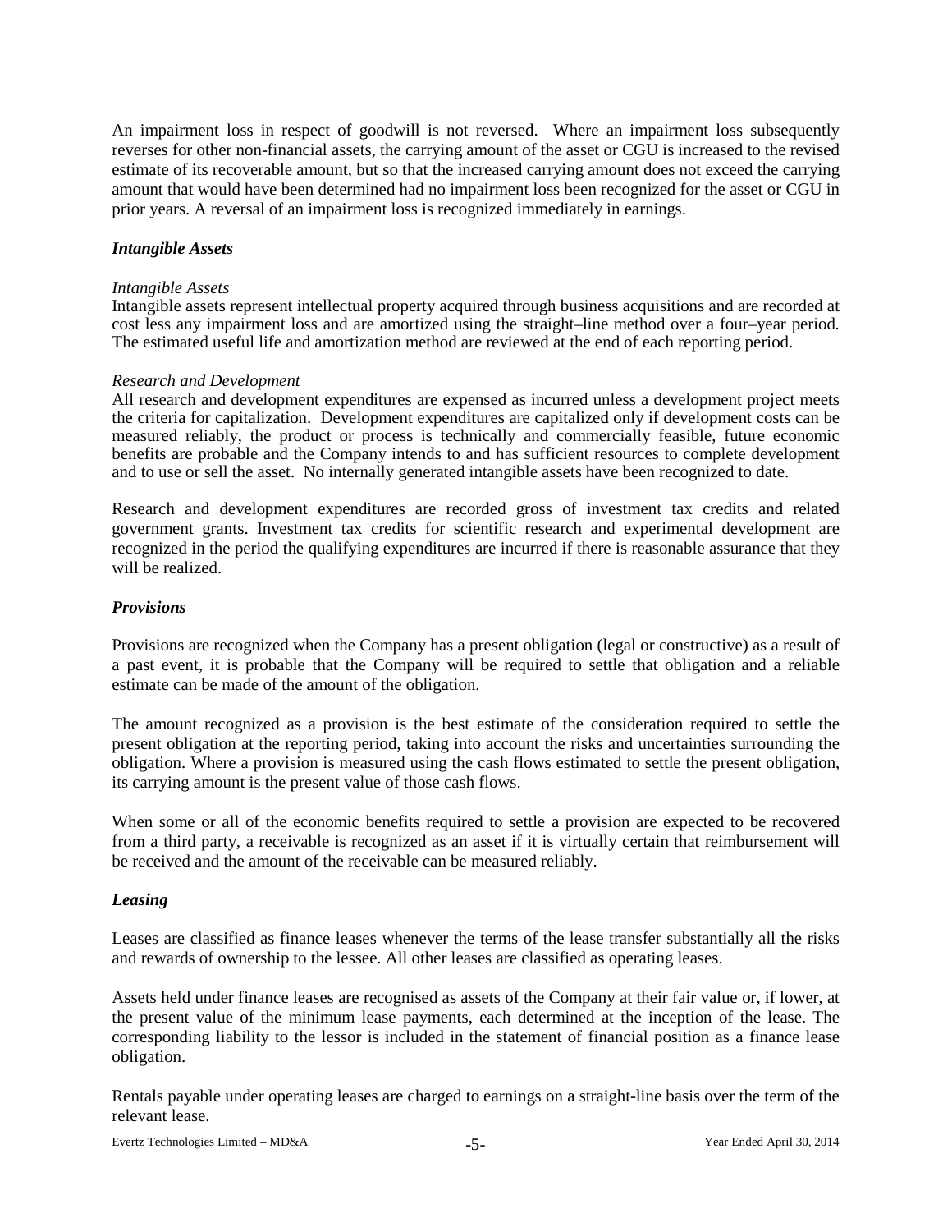An impairment loss in respect of goodwill is not reversed. Where an impairment loss subsequently reverses for other non-financial assets, the carrying amount of the asset or CGU is increased to the revised estimate of its recoverable amount, but so that the increased carrying amount does not exceed the carrying amount that would have been determined had no impairment loss been recognized for the asset or CGU in prior years. A reversal of an impairment loss is recognized immediately in earnings.

### ***Intangible Assets***

*Intangible Assets*

Intangible assets represent intellectual property acquired through business acquisitions and are recorded at cost less any impairment loss and are amortized using the straight–line method over a four–year period. The estimated useful life and amortization method are reviewed at the end of each reporting period.

*Research and Development*

All research and development expenditures are expensed as incurred unless a development project meets the criteria for capitalization. Development expenditures are capitalized only if development costs can be measured reliably, the product or process is technically and commercially feasible, future economic benefits are probable and the Company intends to and has sufficient resources to complete development and to use or sell the asset. No internally generated intangible assets have been recognized to date.

Research and development expenditures are recorded gross of investment tax credits and related government grants. Investment tax credits for scientific research and experimental development are recognized in the period the qualifying expenditures are incurred if there is reasonable assurance that they will be realized.

### ***Provisions***

Provisions are recognized when the Company has a present obligation (legal or constructive) as a result of a past event, it is probable that the Company will be required to settle that obligation and a reliable estimate can be made of the amount of the obligation.

The amount recognized as a provision is the best estimate of the consideration required to settle the present obligation at the reporting period, taking into account the risks and uncertainties surrounding the obligation. Where a provision is measured using the cash flows estimated to settle the present obligation, its carrying amount is the present value of those cash flows.

When some or all of the economic benefits required to settle a provision are expected to be recovered from a third party, a receivable is recognized as an asset if it is virtually certain that reimbursement will be received and the amount of the receivable can be measured reliably.

### ***Leasing***

Leases are classified as finance leases whenever the terms of the lease transfer substantially all the risks and rewards of ownership to the lessee. All other leases are classified as operating leases.

Assets held under finance leases are recognised as assets of the Company at their fair value or, if lower, at the present value of the minimum lease payments, each determined at the inception of the lease. The corresponding liability to the lessor is included in the statement of financial position as a finance lease obligation.

Rentals payable under operating leases are charged to earnings on a straight-line basis over the term of the relevant lease.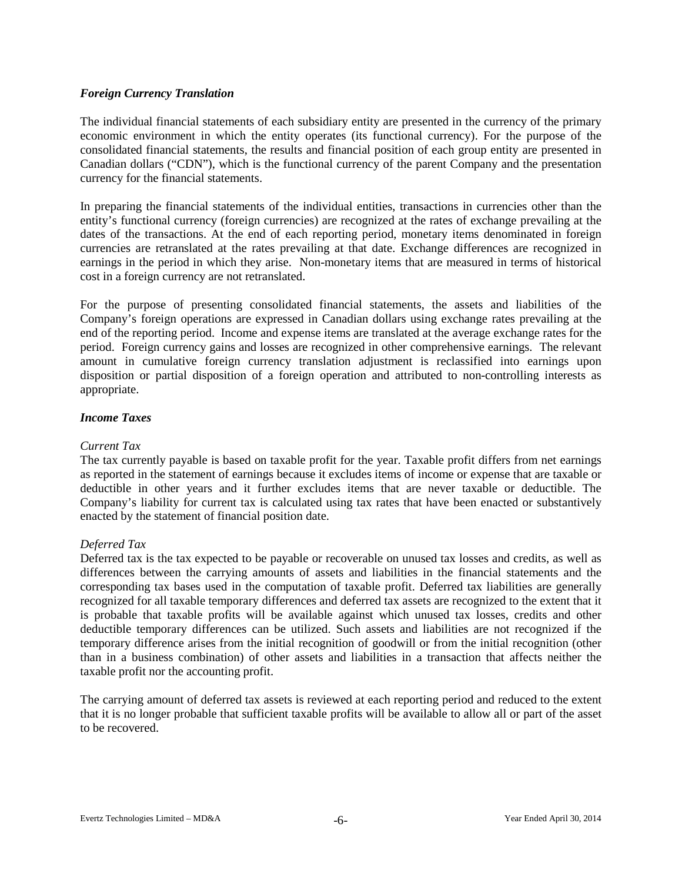### *Foreign Currency Translation*

The individual financial statements of each subsidiary entity are presented in the currency of the primary economic environment in which the entity operates (its functional currency). For the purpose of the consolidated financial statements, the results and financial position of each group entity are presented in Canadian dollars ("CDN"), which is the functional currency of the parent Company and the presentation currency for the financial statements.

In preparing the financial statements of the individual entities, transactions in currencies other than the entity's functional currency (foreign currencies) are recognized at the rates of exchange prevailing at the dates of the transactions. At the end of each reporting period, monetary items denominated in foreign currencies are retranslated at the rates prevailing at that date. Exchange differences are recognized in earnings in the period in which they arise. Non-monetary items that are measured in terms of historical cost in a foreign currency are not retranslated.

For the purpose of presenting consolidated financial statements, the assets and liabilities of the Company's foreign operations are expressed in Canadian dollars using exchange rates prevailing at the end of the reporting period. Income and expense items are translated at the average exchange rates for the period. Foreign currency gains and losses are recognized in other comprehensive earnings. The relevant amount in cumulative foreign currency translation adjustment is reclassified into earnings upon disposition or partial disposition of a foreign operation and attributed to non-controlling interests as appropriate.

### *Income Taxes*

*Current Tax*

The tax currently payable is based on taxable profit for the year. Taxable profit differs from net earnings as reported in the statement of earnings because it excludes items of income or expense that are taxable or deductible in other years and it further excludes items that are never taxable or deductible. The Company's liability for current tax is calculated using tax rates that have been enacted or substantively enacted by the statement of financial position date.

*Deferred Tax*

Deferred tax is the tax expected to be payable or recoverable on unused tax losses and credits, as well as differences between the carrying amounts of assets and liabilities in the financial statements and the corresponding tax bases used in the computation of taxable profit. Deferred tax liabilities are generally recognized for all taxable temporary differences and deferred tax assets are recognized to the extent that it is probable that taxable profits will be available against which unused tax losses, credits and other deductible temporary differences can be utilized. Such assets and liabilities are not recognized if the temporary difference arises from the initial recognition of goodwill or from the initial recognition (other than in a business combination) of other assets and liabilities in a transaction that affects neither the taxable profit nor the accounting profit.

The carrying amount of deferred tax assets is reviewed at each reporting period and reduced to the extent that it is no longer probable that sufficient taxable profits will be available to allow all or part of the asset to be recovered.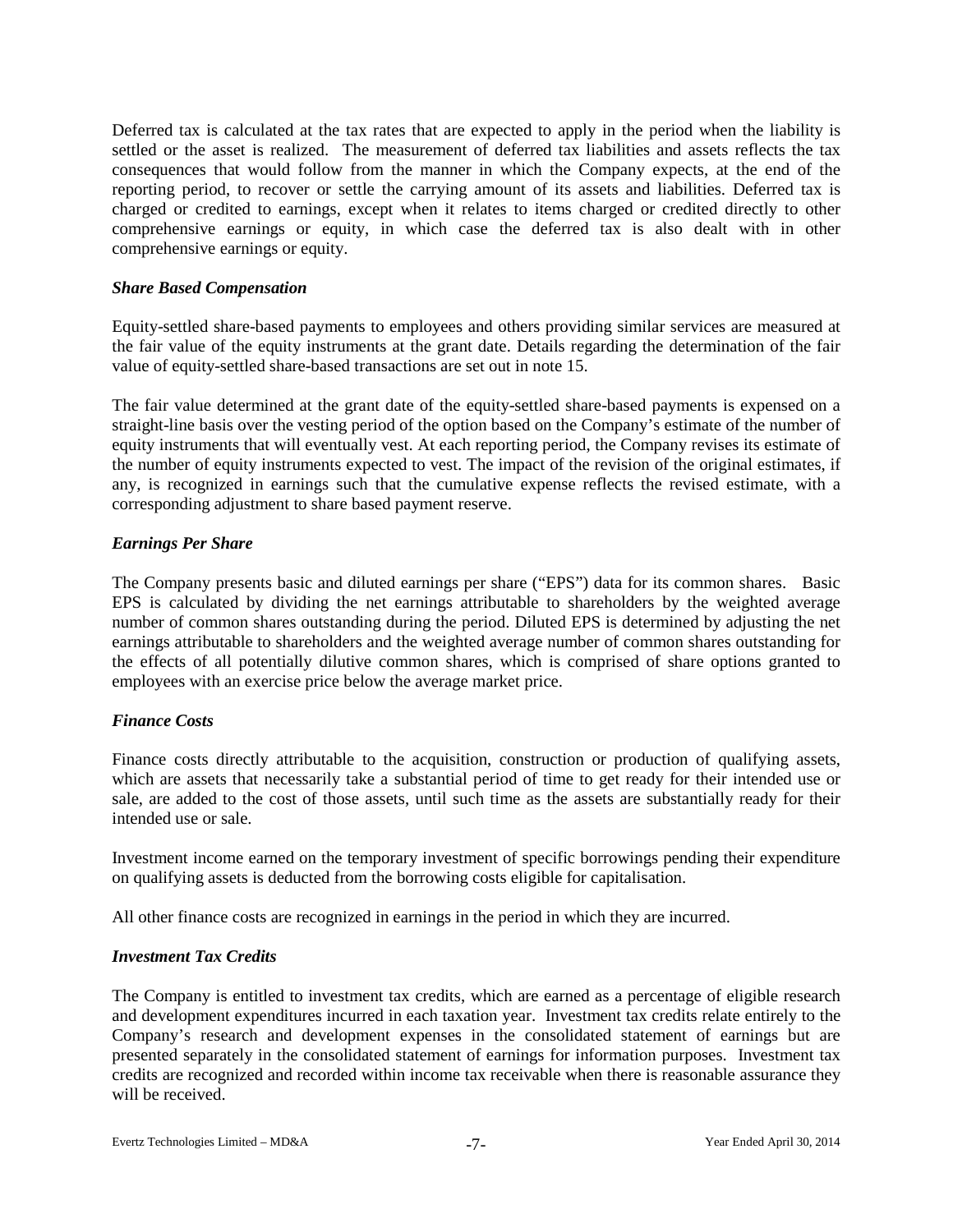Deferred tax is calculated at the tax rates that are expected to apply in the period when the liability is settled or the asset is realized. The measurement of deferred tax liabilities and assets reflects the tax consequences that would follow from the manner in which the Company expects, at the end of the reporting period, to recover or settle the carrying amount of its assets and liabilities. Deferred tax is charged or credited to earnings, except when it relates to items charged or credited directly to other comprehensive earnings or equity, in which case the deferred tax is also dealt with in other comprehensive earnings or equity.

### *Share Based Compensation*

Equity-settled share-based payments to employees and others providing similar services are measured at the fair value of the equity instruments at the grant date. Details regarding the determination of the fair value of equity-settled share-based transactions are set out in note 15.

The fair value determined at the grant date of the equity-settled share-based payments is expensed on a straight-line basis over the vesting period of the option based on the Company's estimate of the number of equity instruments that will eventually vest. At each reporting period, the Company revises its estimate of the number of equity instruments expected to vest. The impact of the revision of the original estimates, if any, is recognized in earnings such that the cumulative expense reflects the revised estimate, with a corresponding adjustment to share based payment reserve.

### *Earnings Per Share*

The Company presents basic and diluted earnings per share ("EPS") data for its common shares. Basic EPS is calculated by dividing the net earnings attributable to shareholders by the weighted average number of common shares outstanding during the period. Diluted EPS is determined by adjusting the net earnings attributable to shareholders and the weighted average number of common shares outstanding for the effects of all potentially dilutive common shares, which is comprised of share options granted to employees with an exercise price below the average market price.

### *Finance Costs*

Finance costs directly attributable to the acquisition, construction or production of qualifying assets, which are assets that necessarily take a substantial period of time to get ready for their intended use or sale, are added to the cost of those assets, until such time as the assets are substantially ready for their intended use or sale.

Investment income earned on the temporary investment of specific borrowings pending their expenditure on qualifying assets is deducted from the borrowing costs eligible for capitalisation.

All other finance costs are recognized in earnings in the period in which they are incurred.

### *Investment Tax Credits*

The Company is entitled to investment tax credits, which are earned as a percentage of eligible research and development expenditures incurred in each taxation year. Investment tax credits relate entirely to the Company's research and development expenses in the consolidated statement of earnings but are presented separately in the consolidated statement of earnings for information purposes. Investment tax credits are recognized and recorded within income tax receivable when there is reasonable assurance they will be received.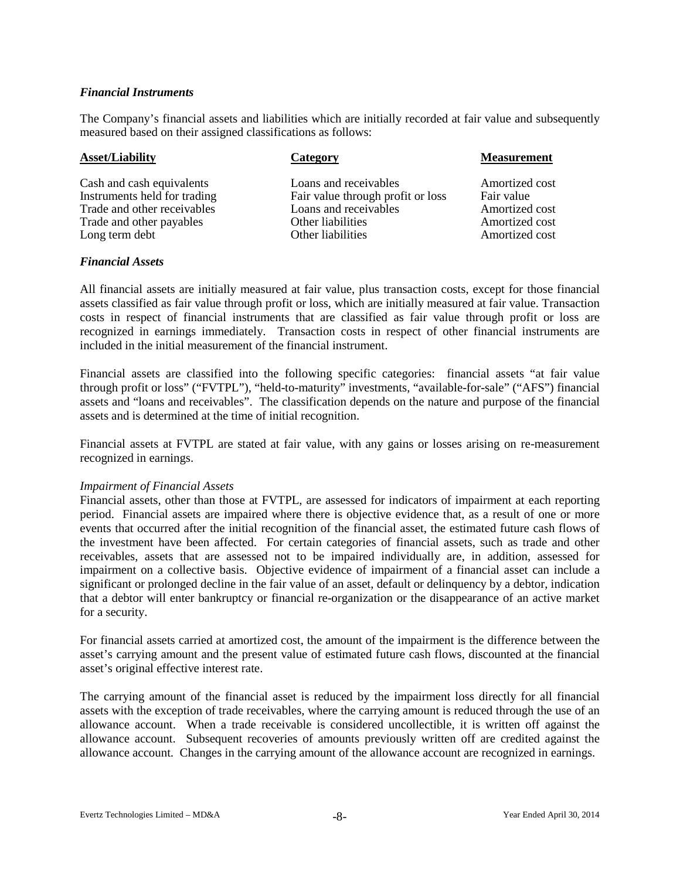### *Financial Instruments*

The Company's financial assets and liabilities which are initially recorded at fair value and subsequently measured based on their assigned classifications as follows:

| Asset/Liability | Category | Measurement |
|---|---|---|
| Cash and cash equivalents | Loans and receivables | Amortized cost |
| Instruments held for trading | Fair value through profit or loss | Fair value |
| Trade and other receivables | Loans and receivables | Amortized cost |
| Trade and other payables | Other liabilities | Amortized cost |
| Long term debt | Other liabilities | Amortized cost |

### *Financial Assets*

All financial assets are initially measured at fair value, plus transaction costs, except for those financial assets classified as fair value through profit or loss, which are initially measured at fair value. Transaction costs in respect of financial instruments that are classified as fair value through profit or loss are recognized in earnings immediately. Transaction costs in respect of other financial instruments are included in the initial measurement of the financial instrument.

Financial assets are classified into the following specific categories: financial assets "at fair value through profit or loss" ("FVTPL"), "held-to-maturity" investments, "available-for-sale" ("AFS") financial assets and "loans and receivables". The classification depends on the nature and purpose of the financial assets and is determined at the time of initial recognition.

Financial assets at FVTPL are stated at fair value, with any gains or losses arising on re-measurement recognized in earnings.

*Impairment of Financial Assets*

Financial assets, other than those at FVTPL, are assessed for indicators of impairment at each reporting period. Financial assets are impaired where there is objective evidence that, as a result of one or more events that occurred after the initial recognition of the financial asset, the estimated future cash flows of the investment have been affected. For certain categories of financial assets, such as trade and other receivables, assets that are assessed not to be impaired individually are, in addition, assessed for impairment on a collective basis. Objective evidence of impairment of a financial asset can include a significant or prolonged decline in the fair value of an asset, default or delinquency by a debtor, indication that a debtor will enter bankruptcy or financial re-organization or the disappearance of an active market for a security.

For financial assets carried at amortized cost, the amount of the impairment is the difference between the asset's carrying amount and the present value of estimated future cash flows, discounted at the financial asset's original effective interest rate.

The carrying amount of the financial asset is reduced by the impairment loss directly for all financial assets with the exception of trade receivables, where the carrying amount is reduced through the use of an allowance account. When a trade receivable is considered uncollectible, it is written off against the allowance account. Subsequent recoveries of amounts previously written off are credited against the allowance account. Changes in the carrying amount of the allowance account are recognized in earnings.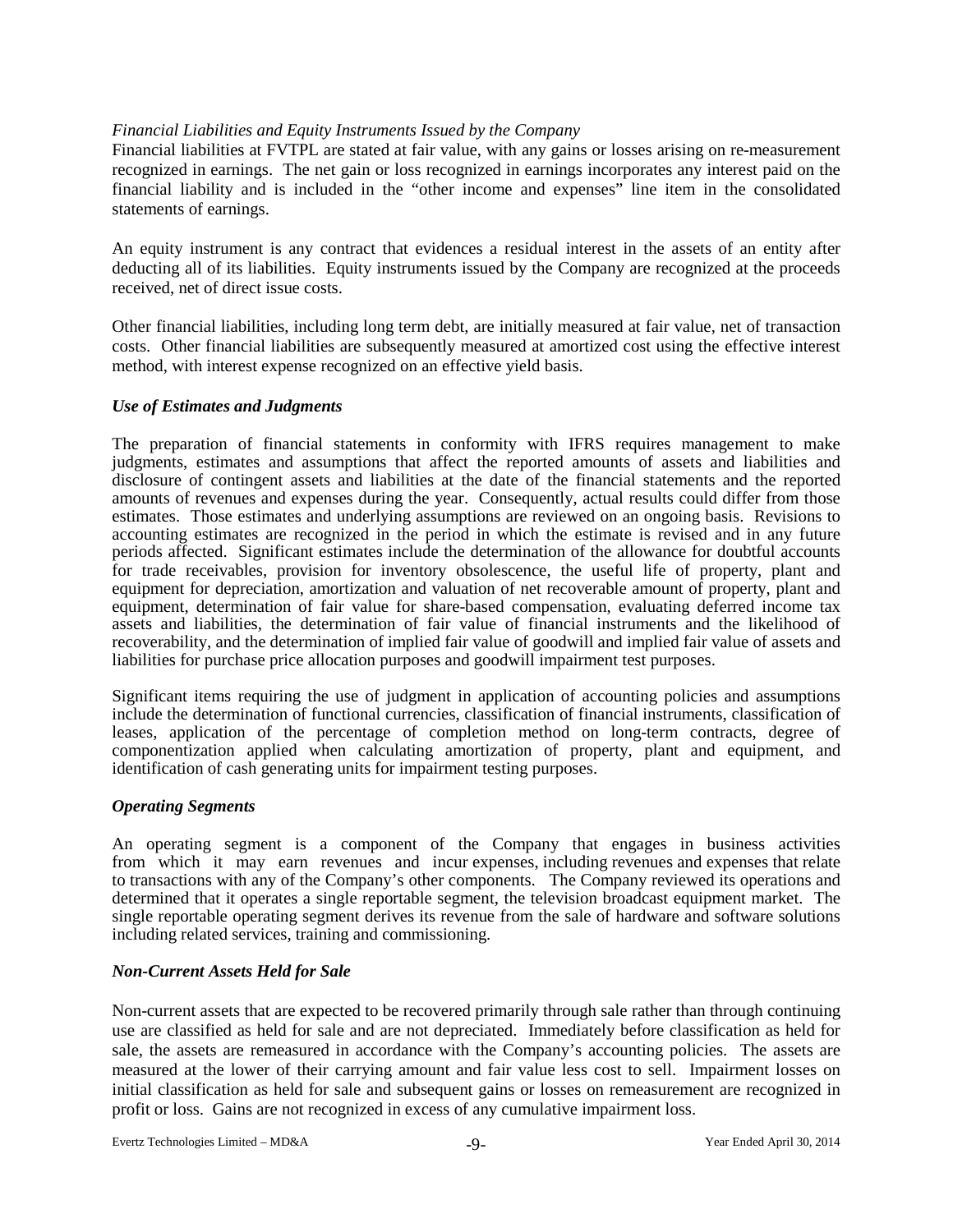*Financial Liabilities and Equity Instruments Issued by the Company*

Financial liabilities at FVTPL are stated at fair value, with any gains or losses arising on re-measurement recognized in earnings. The net gain or loss recognized in earnings incorporates any interest paid on the financial liability and is included in the "other income and expenses" line item in the consolidated statements of earnings.

An equity instrument is any contract that evidences a residual interest in the assets of an entity after deducting all of its liabilities. Equity instruments issued by the Company are recognized at the proceeds received, net of direct issue costs.

Other financial liabilities, including long term debt, are initially measured at fair value, net of transaction costs. Other financial liabilities are subsequently measured at amortized cost using the effective interest method, with interest expense recognized on an effective yield basis.

### *Use of Estimates and Judgments*

The preparation of financial statements in conformity with IFRS requires management to make judgments, estimates and assumptions that affect the reported amounts of assets and liabilities and disclosure of contingent assets and liabilities at the date of the financial statements and the reported amounts of revenues and expenses during the year. Consequently, actual results could differ from those estimates. Those estimates and underlying assumptions are reviewed on an ongoing basis. Revisions to accounting estimates are recognized in the period in which the estimate is revised and in any future periods affected. Significant estimates include the determination of the allowance for doubtful accounts for trade receivables, provision for inventory obsolescence, the useful life of property, plant and equipment for depreciation, amortization and valuation of net recoverable amount of property, plant and equipment, determination of fair value for share-based compensation, evaluating deferred income tax assets and liabilities, the determination of fair value of financial instruments and the likelihood of recoverability, and the determination of implied fair value of goodwill and implied fair value of assets and liabilities for purchase price allocation purposes and goodwill impairment test purposes.

Significant items requiring the use of judgment in application of accounting policies and assumptions include the determination of functional currencies, classification of financial instruments, classification of leases, application of the percentage of completion method on long-term contracts, degree of componentization applied when calculating amortization of property, plant and equipment, and identification of cash generating units for impairment testing purposes.

### *Operating Segments*

An operating segment is a component of the Company that engages in business activities from which it may earn revenues and incur expenses, including revenues and expenses that relate to transactions with any of the Company's other components. The Company reviewed its operations and determined that it operates a single reportable segment, the television broadcast equipment market. The single reportable operating segment derives its revenue from the sale of hardware and software solutions including related services, training and commissioning.

### *Non-Current Assets Held for Sale*

Non-current assets that are expected to be recovered primarily through sale rather than through continuing use are classified as held for sale and are not depreciated. Immediately before classification as held for sale, the assets are remeasured in accordance with the Company's accounting policies. The assets are measured at the lower of their carrying amount and fair value less cost to sell. Impairment losses on initial classification as held for sale and subsequent gains or losses on remeasurement are recognized in profit or loss. Gains are not recognized in excess of any cumulative impairment loss.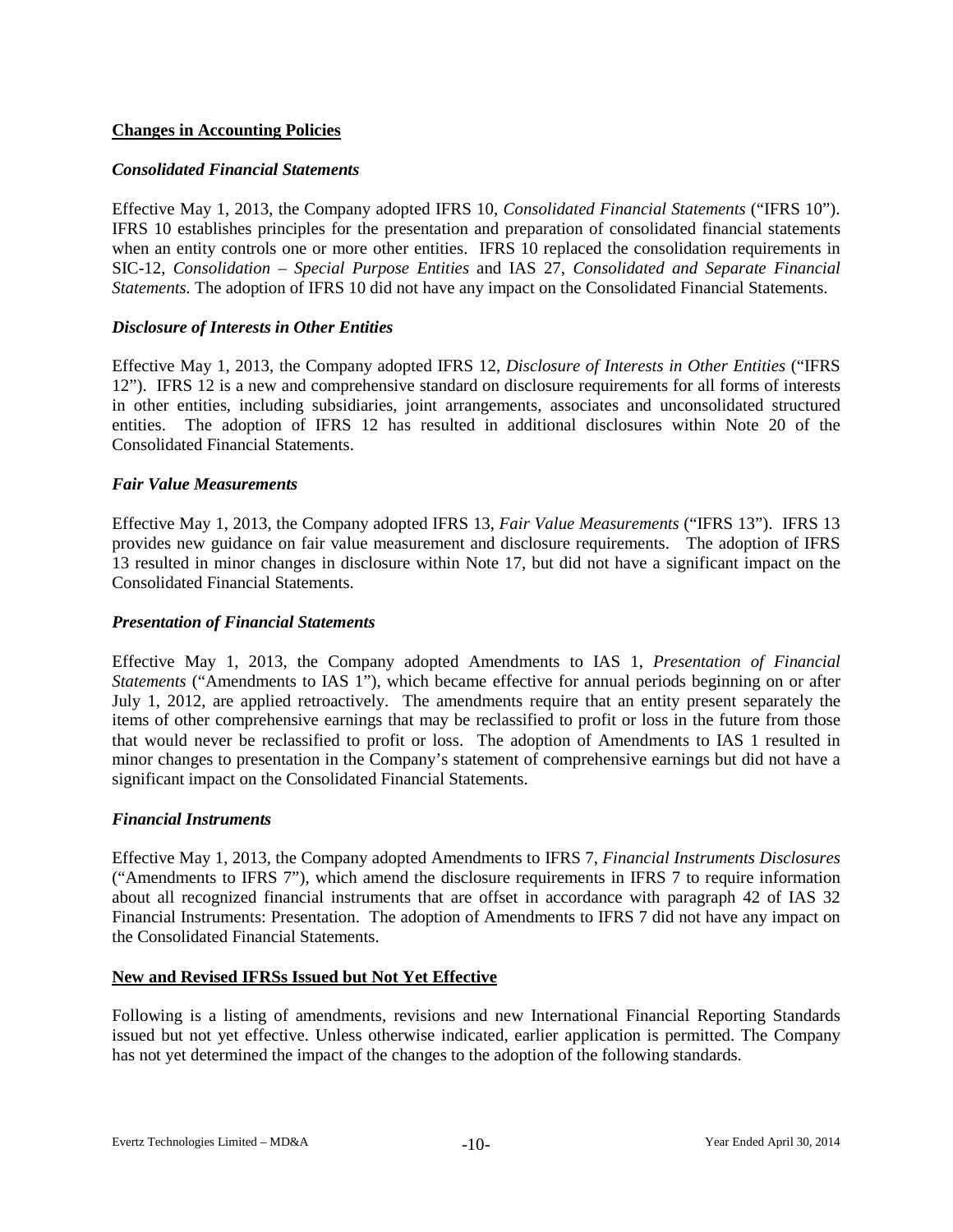## Changes in Accounting Policies

### *Consolidated Financial Statements*

Effective May 1, 2013, the Company adopted IFRS 10, *Consolidated Financial Statements* ("IFRS 10"). IFRS 10 establishes principles for the presentation and preparation of consolidated financial statements when an entity controls one or more other entities. IFRS 10 replaced the consolidation requirements in SIC-12, *Consolidation – Special Purpose Entities* and IAS 27, *Consolidated and Separate Financial Statements.* The adoption of IFRS 10 did not have any impact on the Consolidated Financial Statements.

### *Disclosure of Interests in Other Entities*

Effective May 1, 2013, the Company adopted IFRS 12, *Disclosure of Interests in Other Entities* ("IFRS 12"). IFRS 12 is a new and comprehensive standard on disclosure requirements for all forms of interests in other entities, including subsidiaries, joint arrangements, associates and unconsolidated structured entities. The adoption of IFRS 12 has resulted in additional disclosures within Note 20 of the Consolidated Financial Statements.

### *Fair Value Measurements*

Effective May 1, 2013, the Company adopted IFRS 13, *Fair Value Measurements* ("IFRS 13"). IFRS 13 provides new guidance on fair value measurement and disclosure requirements. The adoption of IFRS 13 resulted in minor changes in disclosure within Note 17, but did not have a significant impact on the Consolidated Financial Statements.

### *Presentation of Financial Statements*

Effective May 1, 2013, the Company adopted Amendments to IAS 1, *Presentation of Financial Statements* ("Amendments to IAS 1"), which became effective for annual periods beginning on or after July 1, 2012, are applied retroactively. The amendments require that an entity present separately the items of other comprehensive earnings that may be reclassified to profit or loss in the future from those that would never be reclassified to profit or loss. The adoption of Amendments to IAS 1 resulted in minor changes to presentation in the Company's statement of comprehensive earnings but did not have a significant impact on the Consolidated Financial Statements.

### *Financial Instruments*

Effective May 1, 2013, the Company adopted Amendments to IFRS 7, *Financial Instruments Disclosures* ("Amendments to IFRS 7"), which amend the disclosure requirements in IFRS 7 to require information about all recognized financial instruments that are offset in accordance with paragraph 42 of IAS 32 Financial Instruments: Presentation. The adoption of Amendments to IFRS 7 did not have any impact on the Consolidated Financial Statements.

## New and Revised IFRSs Issued but Not Yet Effective

Following is a listing of amendments, revisions and new International Financial Reporting Standards issued but not yet effective. Unless otherwise indicated, earlier application is permitted. The Company has not yet determined the impact of the changes to the adoption of the following standards.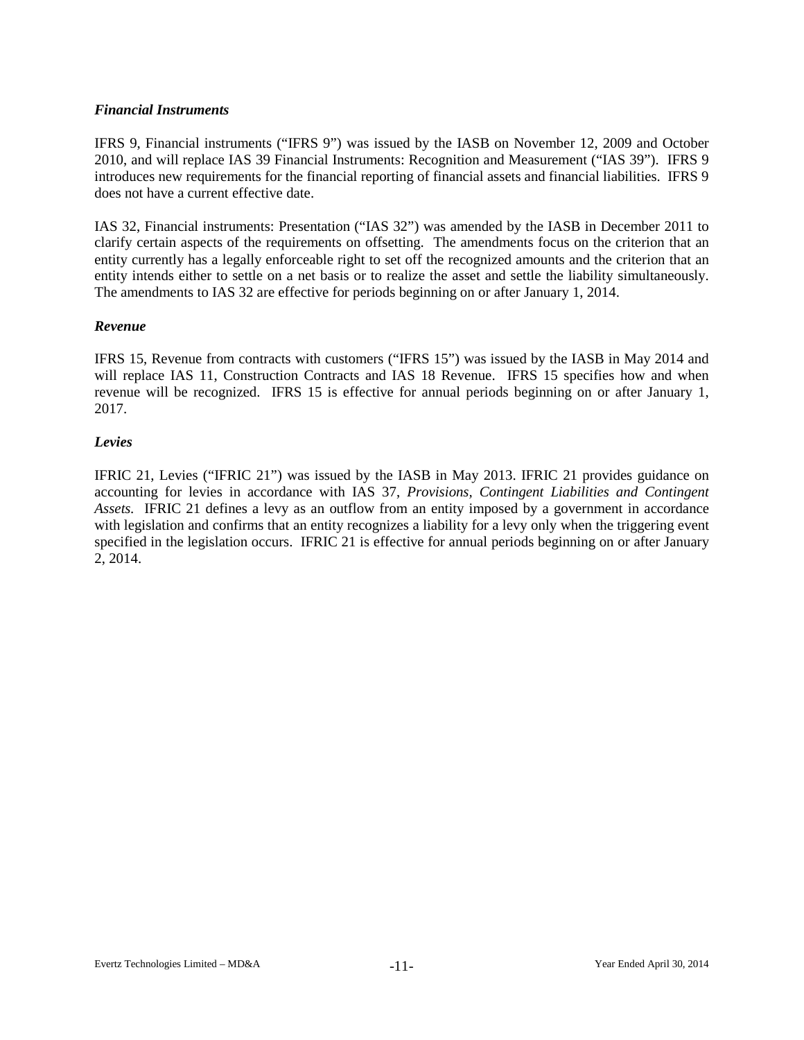### *Financial Instruments*

IFRS 9, Financial instruments ("IFRS 9") was issued by the IASB on November 12, 2009 and October 2010, and will replace IAS 39 Financial Instruments: Recognition and Measurement ("IAS 39"). IFRS 9 introduces new requirements for the financial reporting of financial assets and financial liabilities. IFRS 9 does not have a current effective date.

IAS 32, Financial instruments: Presentation ("IAS 32") was amended by the IASB in December 2011 to clarify certain aspects of the requirements on offsetting. The amendments focus on the criterion that an entity currently has a legally enforceable right to set off the recognized amounts and the criterion that an entity intends either to settle on a net basis or to realize the asset and settle the liability simultaneously. The amendments to IAS 32 are effective for periods beginning on or after January 1, 2014.

### *Revenue*

IFRS 15, Revenue from contracts with customers ("IFRS 15") was issued by the IASB in May 2014 and will replace IAS 11, Construction Contracts and IAS 18 Revenue. IFRS 15 specifies how and when revenue will be recognized. IFRS 15 is effective for annual periods beginning on or after January 1, 2017.

### *Levies*

IFRIC 21, Levies ("IFRIC 21") was issued by the IASB in May 2013. IFRIC 21 provides guidance on accounting for levies in accordance with IAS 37, *Provisions, Contingent Liabilities and Contingent Assets.* IFRIC 21 defines a levy as an outflow from an entity imposed by a government in accordance with legislation and confirms that an entity recognizes a liability for a levy only when the triggering event specified in the legislation occurs. IFRIC 21 is effective for annual periods beginning on or after January 2, 2014.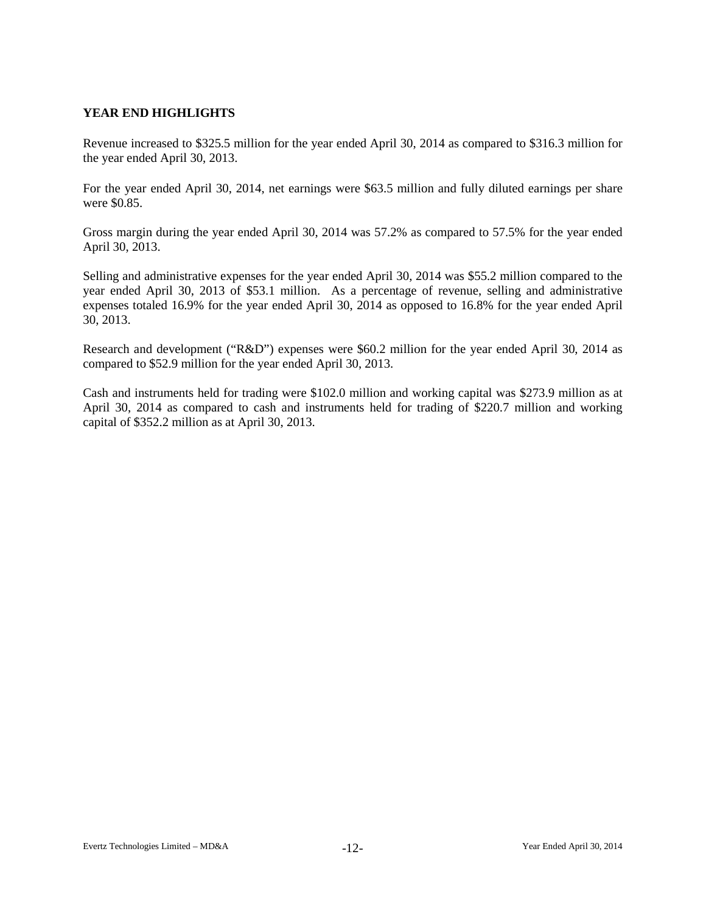## YEAR END HIGHLIGHTS

Revenue increased to $325.5 million for the year ended April 30, 2014 as compared to $316.3 million for the year ended April 30, 2013.

For the year ended April 30, 2014, net earnings were $63.5 million and fully diluted earnings per share were $0.85.

Gross margin during the year ended April 30, 2014 was 57.2% as compared to 57.5% for the year ended April 30, 2013.

Selling and administrative expenses for the year ended April 30, 2014 was $55.2 million compared to the year ended April 30, 2013 of $53.1 million. As a percentage of revenue, selling and administrative expenses totaled 16.9% for the year ended April 30, 2014 as opposed to 16.8% for the year ended April 30, 2013.

Research and development ("R&D") expenses were $60.2 million for the year ended April 30, 2014 as compared to $52.9 million for the year ended April 30, 2013.

Cash and instruments held for trading were $102.0 million and working capital was $273.9 million as at April 30, 2014 as compared to cash and instruments held for trading of $220.7 million and working capital of $352.2 million as at April 30, 2013.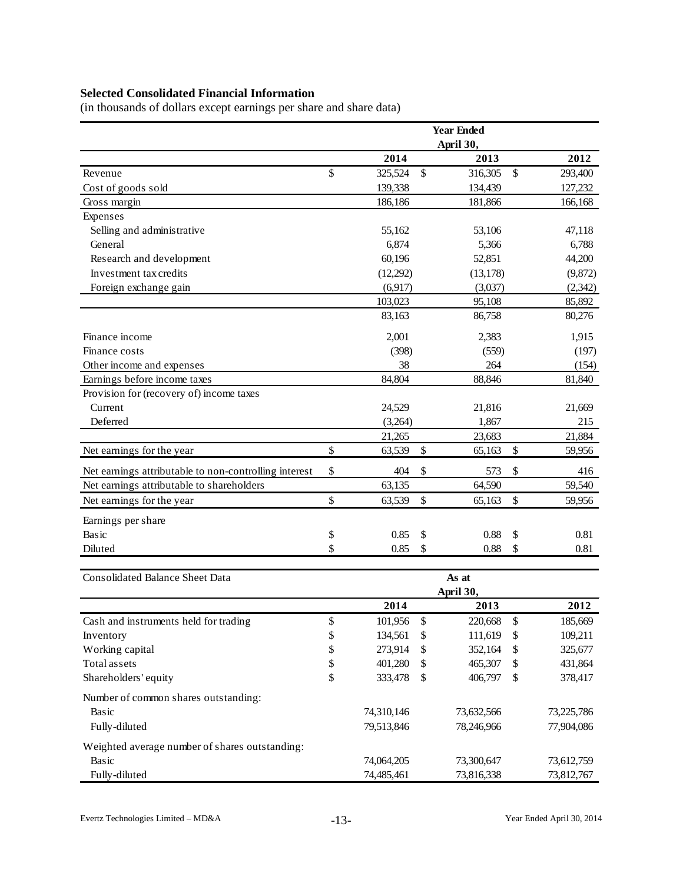**Selected Consolidated Financial Information**

(in thousands of dollars except earnings per share and share data)

| | Year Ended April 30, | | |
|---|---|---|---|
| | 2014 | 2013 | 2012 |
| Revenue | $ 325,524 | $ 316,305 | $ 293,400 |
| Cost of goods sold | 139,338 | 134,439 | 127,232 |
| Gross margin | 186,186 | 181,866 | 166,168 |
| Expenses | | | |
| Selling and administrative | 55,162 | 53,106 | 47,118 |
| General | 6,874 | 5,366 | 6,788 |
| Research and development | 60,196 | 52,851 | 44,200 |
| Investment tax credits | (12,292) | (13,178) | (9,872) |
| Foreign exchange gain | (6,917) | (3,037) | (2,342) |
| | 103,023 | 95,108 | 85,892 |
| | 83,163 | 86,758 | 80,276 |
| Finance income | 2,001 | 2,383 | 1,915 |
| Finance costs | (398) | (559) | (197) |
| Other income and expenses | 38 | 264 | (154) |
| Earnings before income taxes | 84,804 | 88,846 | 81,840 |
| Provision for (recovery of) income taxes | | | |
| Current | 24,529 | 21,816 | 21,669 |
| Deferred | (3,264) | 1,867 | 215 |
| | 21,265 | 23,683 | 21,884 |
| Net earnings for the year | $ 63,539 | $ 65,163 | $ 59,956 |
| Net earnings attributable to non-controlling interest | $ 404 | $ 573 | $ 416 |
| Net earnings attributable to shareholders | 63,135 | 64,590 | 59,540 |
| Net earnings for the year | $ 63,539 | $ 65,163 | $ 59,956 |
| Earnings per share | | | |
| Basic | $ 0.85 | $ 0.88 | $ 0.81 |
| Diluted | $ 0.85 | $ 0.88 | $ 0.81 |

| Consolidated Balance Sheet Data | As at April 30, | | |
|---|---|---|---|
| | 2014 | 2013 | 2012 |
| Cash and instruments held for trading | $ 101,956 | $ 220,668 | $ 185,669 |
| Inventory | $ 134,561 | $ 111,619 | $ 109,211 |
| Working capital | $ 273,914 | $ 352,164 | $ 325,677 |
| Total assets | $ 401,280 | $ 465,307 | $ 431,864 |
| Shareholders' equity | $ 333,478 | $ 406,797 | $ 378,417 |
| Number of common shares outstanding: | | | |
| Basic | 74,310,146 | 73,632,566 | 73,225,786 |
| Fully-diluted | 79,513,846 | 78,246,966 | 77,904,086 |
| Weighted average number of shares outstanding: | | | |
| Basic | 74,064,205 | 73,300,647 | 73,612,759 |
| Fully-diluted | 74,485,461 | 73,816,338 | 73,812,767 |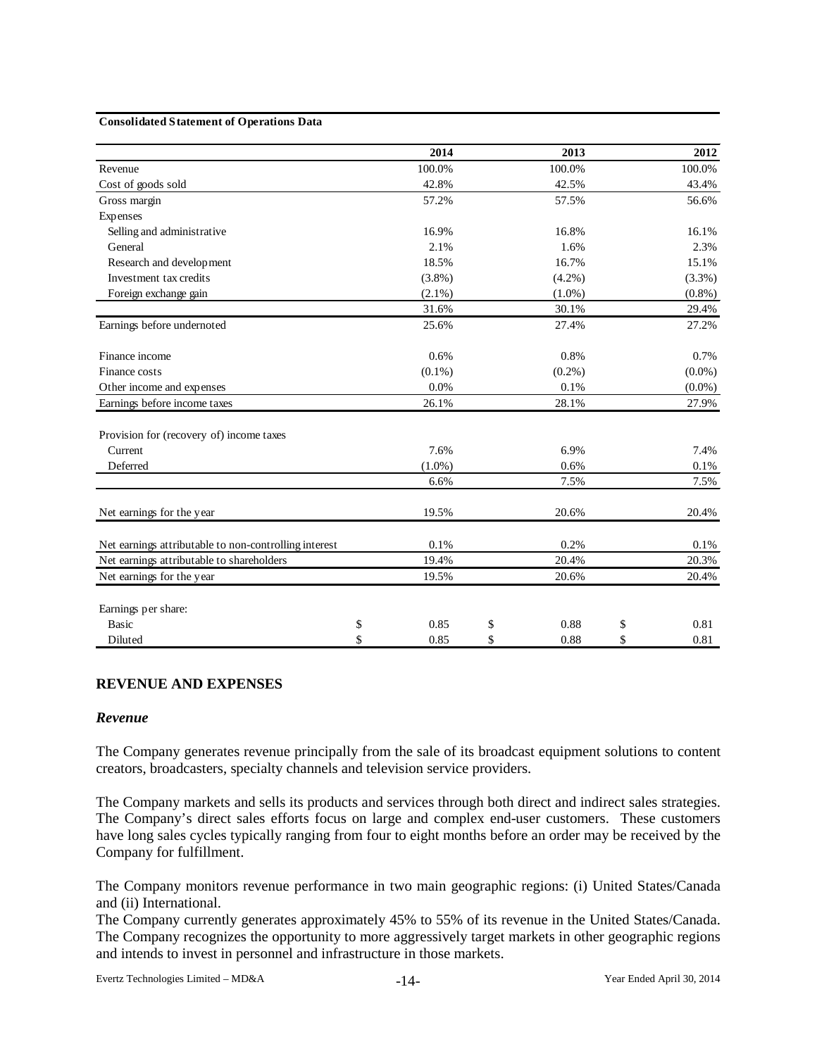**Consolidated Statement of Operations Data**

| | 2014 | 2013 | 2012 |
|---|---|---|---|
| Revenue | 100.0% | 100.0% | 100.0% |
| Cost of goods sold | 42.8% | 42.5% | 43.4% |
| Gross margin | 57.2% | 57.5% | 56.6% |
| Expenses | | | |
| Selling and administrative | 16.9% | 16.8% | 16.1% |
| General | 2.1% | 1.6% | 2.3% |
| Research and development | 18.5% | 16.7% | 15.1% |
| Investment tax credits | (3.8%) | (4.2%) | (3.3%) |
| Foreign exchange gain | (2.1%) | (1.0%) | (0.8%) |
| | 31.6% | 30.1% | 29.4% |
| Earnings before undernoted | 25.6% | 27.4% | 27.2% |
| | | | |
| Finance income | 0.6% | 0.8% | 0.7% |
| Finance costs | (0.1%) | (0.2%) | (0.0%) |
| Other income and expenses | 0.0% | 0.1% | (0.0%) |
| Earnings before income taxes | 26.1% | 28.1% | 27.9% |
| | | | |
| Provision for (recovery of) income taxes | | | |
| Current | 7.6% | 6.9% | 7.4% |
| Deferred | (1.0%) | 0.6% | 0.1% |
| | 6.6% | 7.5% | 7.5% |
| | | | |
| Net earnings for the year | 19.5% | 20.6% | 20.4% |
| | | | |
| Net earnings attributable to non-controlling interest | 0.1% | 0.2% | 0.1% |
| Net earnings attributable to shareholders | 19.4% | 20.4% | 20.3% |
| Net earnings for the year | 19.5% | 20.6% | 20.4% |
| | | | |
| Earnings per share: | | | |
| Basic | $ 0.85 | $ 0.88 | $ 0.81 |
| Diluted | $ 0.85 | $ 0.88 | $ 0.81 |

## REVENUE AND EXPENSES

### *Revenue*

The Company generates revenue principally from the sale of its broadcast equipment solutions to content creators, broadcasters, specialty channels and television service providers.

The Company markets and sells its products and services through both direct and indirect sales strategies. The Company's direct sales efforts focus on large and complex end-user customers. These customers have long sales cycles typically ranging from four to eight months before an order may be received by the Company for fulfillment.

The Company monitors revenue performance in two main geographic regions: (i) United States/Canada and (ii) International.

The Company currently generates approximately 45% to 55% of its revenue in the United States/Canada. The Company recognizes the opportunity to more aggressively target markets in other geographic regions and intends to invest in personnel and infrastructure in those markets.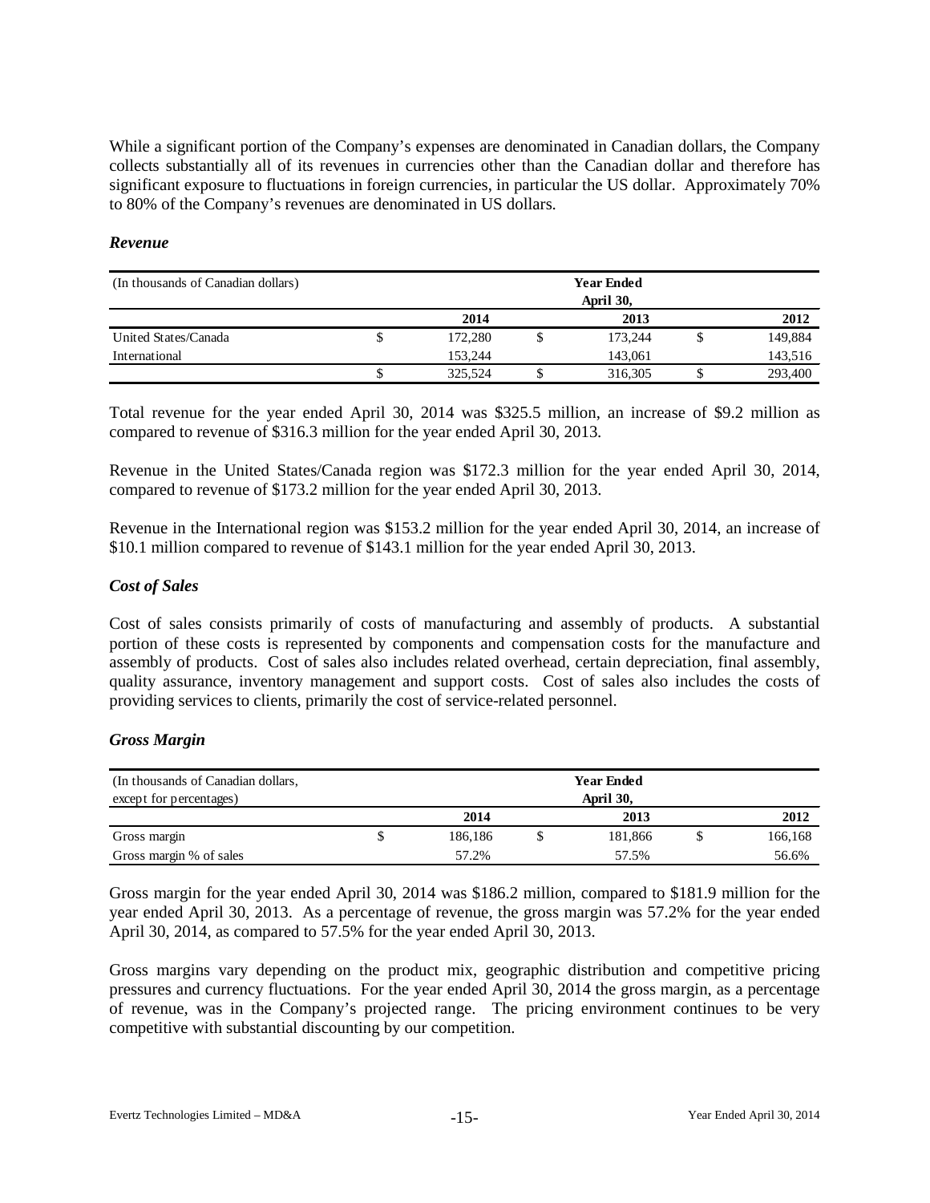While a significant portion of the Company's expenses are denominated in Canadian dollars, the Company collects substantially all of its revenues in currencies other than the Canadian dollar and therefore has significant exposure to fluctuations in foreign currencies, in particular the US dollar. Approximately 70% to 80% of the Company's revenues are denominated in US dollars.

### *Revenue*

| (In thousands of Canadian dollars) | Year Ended April 30, | | |
|---|---|---|---|
| | 2014 | 2013 | 2012 |
| United States/Canada | $ 172,280 | $ 173,244 | $ 149,884 |
| International | 153,244 | 143,061 | 143,516 |
| | $ 325,524 | $ 316,305 | $ 293,400 |

Total revenue for the year ended April 30, 2014 was $325.5 million, an increase of $9.2 million as compared to revenue of $316.3 million for the year ended April 30, 2013.

Revenue in the United States/Canada region was $172.3 million for the year ended April 30, 2014, compared to revenue of $173.2 million for the year ended April 30, 2013.

Revenue in the International region was $153.2 million for the year ended April 30, 2014, an increase of $10.1 million compared to revenue of $143.1 million for the year ended April 30, 2013.

### *Cost of Sales*

Cost of sales consists primarily of costs of manufacturing and assembly of products. A substantial portion of these costs is represented by components and compensation costs for the manufacture and assembly of products. Cost of sales also includes related overhead, certain depreciation, final assembly, quality assurance, inventory management and support costs. Cost of sales also includes the costs of providing services to clients, primarily the cost of service-related personnel.

### *Gross Margin*

| (In thousands of Canadian dollars, except for percentages) | Year Ended April 30, | | |
|---|---|---|---|
| | 2014 | 2013 | 2012 |
| Gross margin | $ 186,186 | $ 181,866 | $ 166,168 |
| Gross margin % of sales | 57.2% | 57.5% | 56.6% |

Gross margin for the year ended April 30, 2014 was $186.2 million, compared to $181.9 million for the year ended April 30, 2013. As a percentage of revenue, the gross margin was 57.2% for the year ended April 30, 2014, as compared to 57.5% for the year ended April 30, 2013.

Gross margins vary depending on the product mix, geographic distribution and competitive pricing pressures and currency fluctuations. For the year ended April 30, 2014 the gross margin, as a percentage of revenue, was in the Company's projected range. The pricing environment continues to be very competitive with substantial discounting by our competition.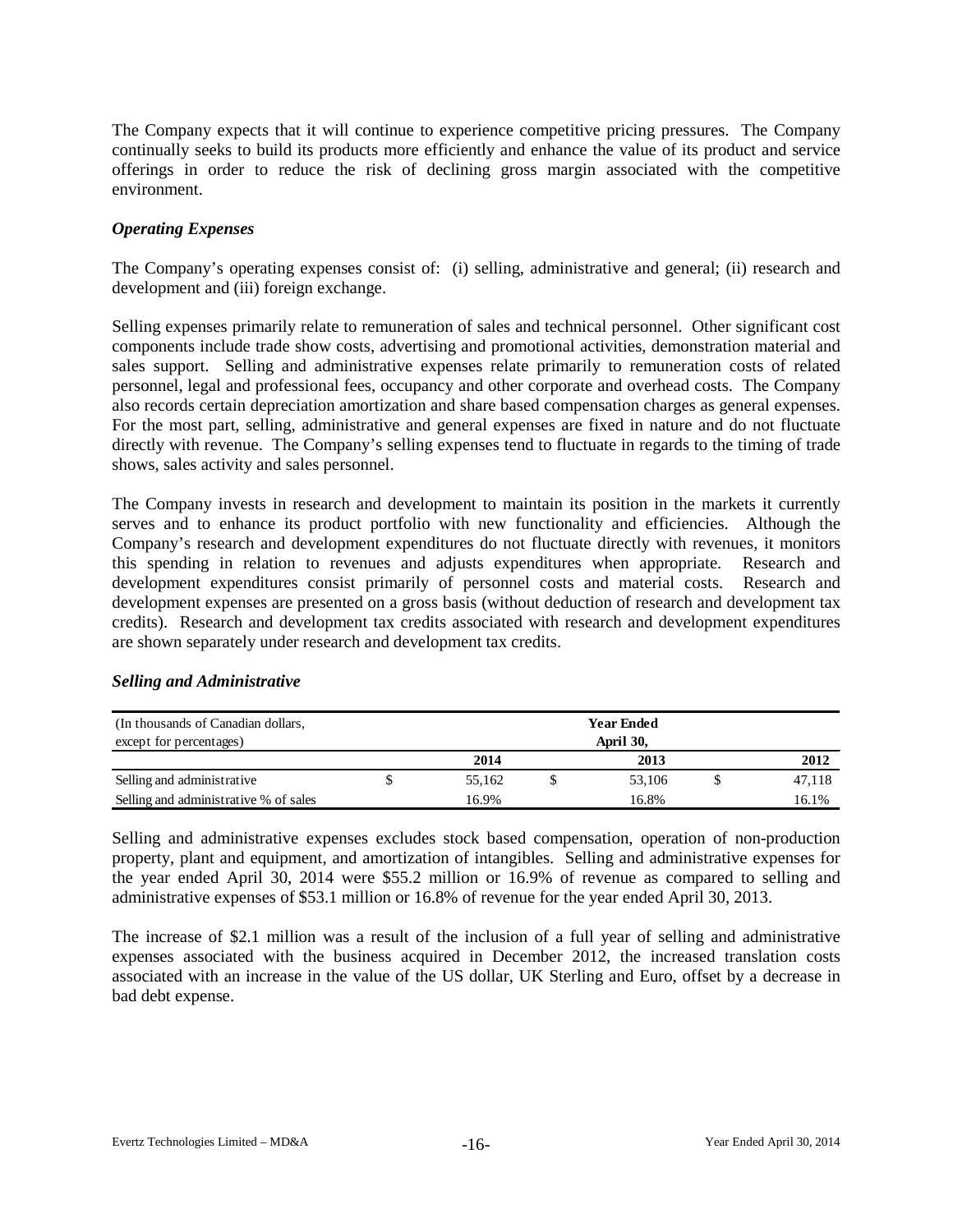The Company expects that it will continue to experience competitive pricing pressures. The Company continually seeks to build its products more efficiently and enhance the value of its product and service offerings in order to reduce the risk of declining gross margin associated with the competitive environment.

### *Operating Expenses*

The Company's operating expenses consist of: (i) selling, administrative and general; (ii) research and development and (iii) foreign exchange.

Selling expenses primarily relate to remuneration of sales and technical personnel. Other significant cost components include trade show costs, advertising and promotional activities, demonstration material and sales support. Selling and administrative expenses relate primarily to remuneration costs of related personnel, legal and professional fees, occupancy and other corporate and overhead costs. The Company also records certain depreciation amortization and share based compensation charges as general expenses. For the most part, selling, administrative and general expenses are fixed in nature and do not fluctuate directly with revenue. The Company's selling expenses tend to fluctuate in regards to the timing of trade shows, sales activity and sales personnel.

The Company invests in research and development to maintain its position in the markets it currently serves and to enhance its product portfolio with new functionality and efficiencies. Although the Company's research and development expenditures do not fluctuate directly with revenues, it monitors this spending in relation to revenues and adjusts expenditures when appropriate. Research and development expenditures consist primarily of personnel costs and material costs. Research and development expenses are presented on a gross basis (without deduction of research and development tax credits). Research and development tax credits associated with research and development expenditures are shown separately under research and development tax credits.

### *Selling and Administrative*

| (In thousands of Canadian dollars, except for percentages) | Year Ended April 30, | | |
|---|---|---|---|
| | **2014** | **2013** | **2012** |
| Selling and administrative | $ 55,162 | $ 53,106 | $ 47,118 |
| Selling and administrative % of sales | 16.9% | 16.8% | 16.1% |

Selling and administrative expenses excludes stock based compensation, operation of non-production property, plant and equipment, and amortization of intangibles. Selling and administrative expenses for the year ended April 30, 2014 were $55.2 million or 16.9% of revenue as compared to selling and administrative expenses of $53.1 million or 16.8% of revenue for the year ended April 30, 2013.

The increase of $2.1 million was a result of the inclusion of a full year of selling and administrative expenses associated with the business acquired in December 2012, the increased translation costs associated with an increase in the value of the US dollar, UK Sterling and Euro, offset by a decrease in bad debt expense.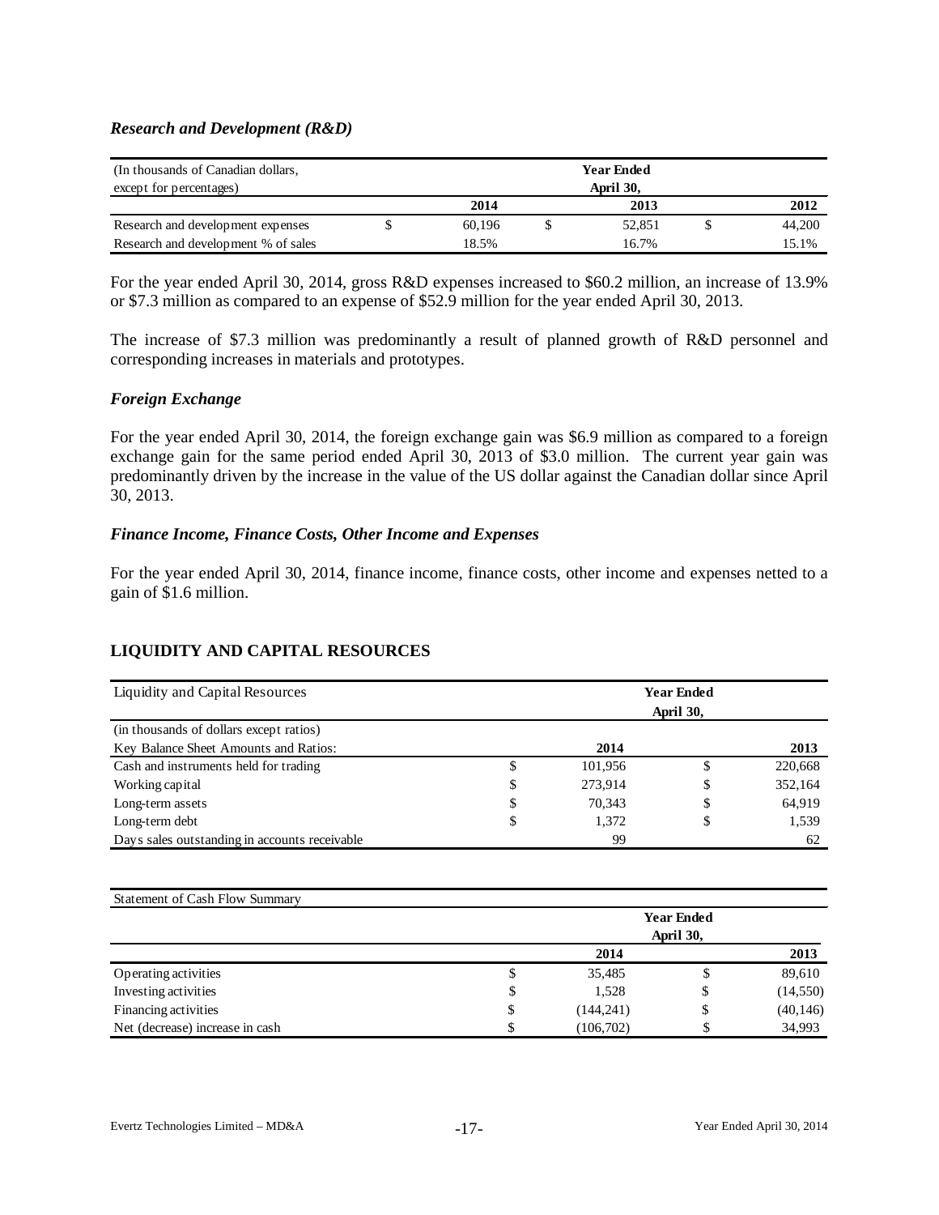### *Research and Development (R&D)*

| (In thousands of Canadian dollars, except for percentages) | Year Ended April 30, | | |
|---|---|---|---|
| | 2014 | 2013 | 2012 |
| Research and development expenses | $ 60,196 | $ 52,851 | $ 44,200 |
| Research and development % of sales | 18.5% | 16.7% | 15.1% |

For the year ended April 30, 2014, gross R&D expenses increased to $60.2 million, an increase of 13.9% or $7.3 million as compared to an expense of $52.9 million for the year ended April 30, 2013.

The increase of $7.3 million was predominantly a result of planned growth of R&D personnel and corresponding increases in materials and prototypes.

### *Foreign Exchange*

For the year ended April 30, 2014, the foreign exchange gain was $6.9 million as compared to a foreign exchange gain for the same period ended April 30, 2013 of $3.0 million. The current year gain was predominantly driven by the increase in the value of the US dollar against the Canadian dollar since April 30, 2013.

### *Finance Income, Finance Costs, Other Income and Expenses*

For the year ended April 30, 2014, finance income, finance costs, other income and expenses netted to a gain of $1.6 million.

## LIQUIDITY AND CAPITAL RESOURCES

| Liquidity and Capital Resources | Year Ended April 30, | |
|---|---|---|
| (in thousands of dollars except ratios) | | |
| Key Balance Sheet Amounts and Ratios: | 2014 | 2013 |
| Cash and instruments held for trading | $ 101,956 | $ 220,668 |
| Working capital | $ 273,914 | $ 352,164 |
| Long-term assets | $ 70,343 | $ 64,919 |
| Long-term debt | $ 1,372 | $ 1,539 |
| Days sales outstanding in accounts receivable | 99 | 62 |

| Statement of Cash Flow Summary | Year Ended April 30, | |
|---|---|---|
| | 2014 | 2013 |
| Operating activities | $ 35,485 | $ 89,610 |
| Investing activities | $ 1,528 | $ (14,550) |
| Financing activities | $ (144,241) | $ (40,146) |
| Net (decrease) increase in cash | $ (106,702) | $ 34,993 |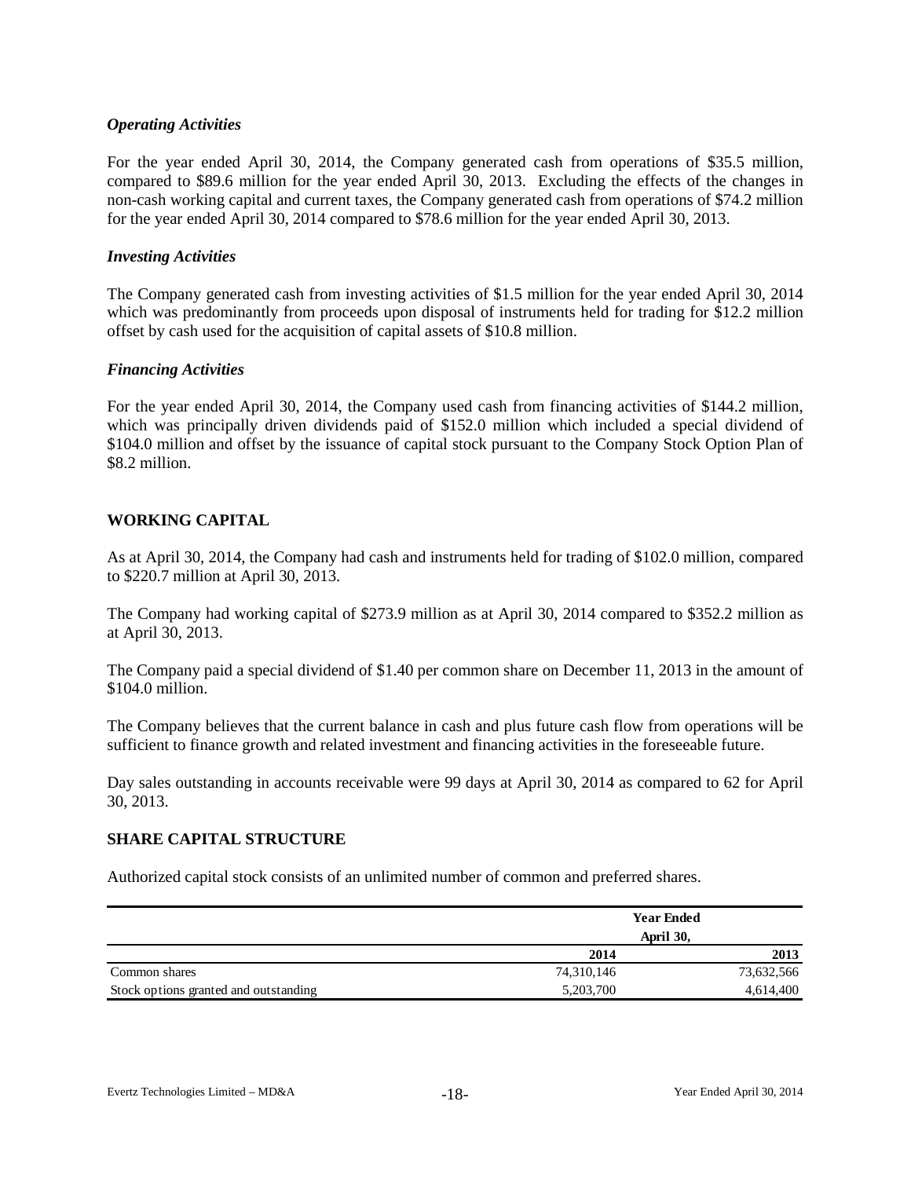### *Operating Activities*

For the year ended April 30, 2014, the Company generated cash from operations of $35.5 million, compared to $89.6 million for the year ended April 30, 2013. Excluding the effects of the changes in non-cash working capital and current taxes, the Company generated cash from operations of $74.2 million for the year ended April 30, 2014 compared to $78.6 million for the year ended April 30, 2013.

### *Investing Activities*

The Company generated cash from investing activities of $1.5 million for the year ended April 30, 2014 which was predominantly from proceeds upon disposal of instruments held for trading for $12.2 million offset by cash used for the acquisition of capital assets of $10.8 million.

### *Financing Activities*

For the year ended April 30, 2014, the Company used cash from financing activities of $144.2 million, which was principally driven dividends paid of $152.0 million which included a special dividend of $104.0 million and offset by the issuance of capital stock pursuant to the Company Stock Option Plan of $8.2 million.

## WORKING CAPITAL

As at April 30, 2014, the Company had cash and instruments held for trading of $102.0 million, compared to $220.7 million at April 30, 2013.

The Company had working capital of $273.9 million as at April 30, 2014 compared to $352.2 million as at April 30, 2013.

The Company paid a special dividend of $1.40 per common share on December 11, 2013 in the amount of $104.0 million.

The Company believes that the current balance in cash and plus future cash flow from operations will be sufficient to finance growth and related investment and financing activities in the foreseeable future.

Day sales outstanding in accounts receivable were 99 days at April 30, 2014 as compared to 62 for April 30, 2013.

## SHARE CAPITAL STRUCTURE

Authorized capital stock consists of an unlimited number of common and preferred shares.

| | Year Ended April 30, | |
|---|---|---|
| | 2014 | 2013 |
| Common shares | 74,310,146 | 73,632,566 |
| Stock options granted and outstanding | 5,203,700 | 4,614,400 |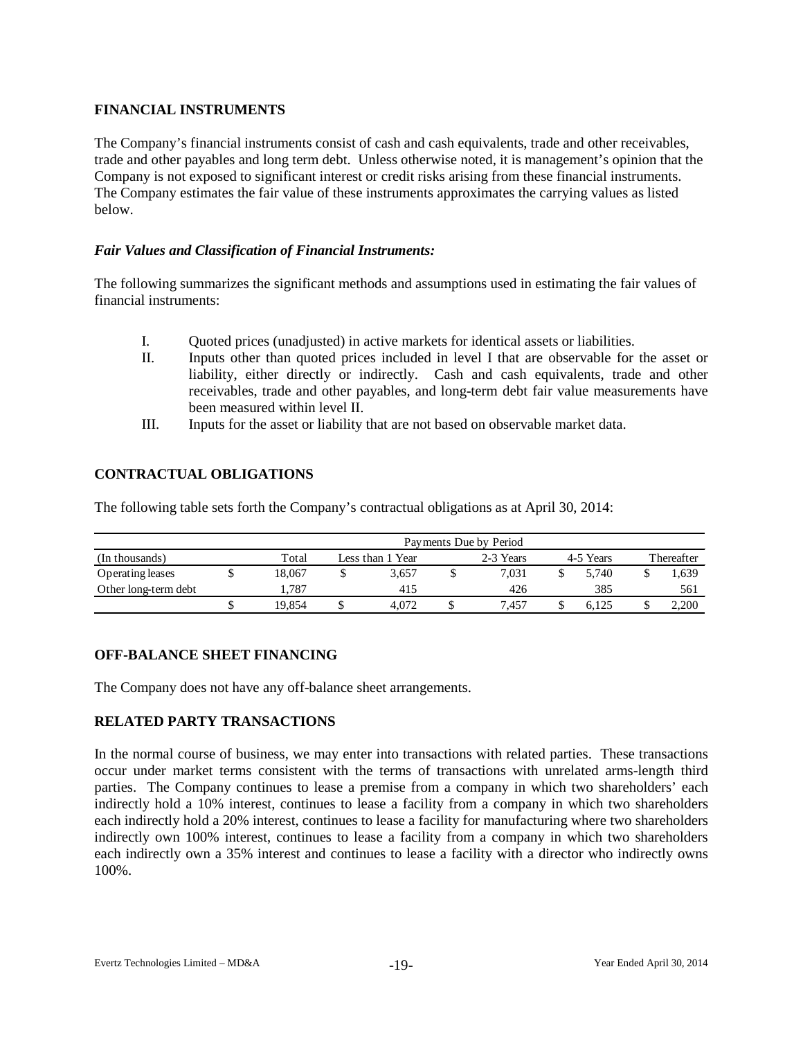## FINANCIAL INSTRUMENTS

The Company's financial instruments consist of cash and cash equivalents, trade and other receivables, trade and other payables and long term debt. Unless otherwise noted, it is management's opinion that the Company is not exposed to significant interest or credit risks arising from these financial instruments. The Company estimates the fair value of these instruments approximates the carrying values as listed below.

### *Fair Values and Classification of Financial Instruments:*

The following summarizes the significant methods and assumptions used in estimating the fair values of financial instruments:

I. Quoted prices (unadjusted) in active markets for identical assets or liabilities.
II. Inputs other than quoted prices included in level I that are observable for the asset or liability, either directly or indirectly. Cash and cash equivalents, trade and other receivables, trade and other payables, and long-term debt fair value measurements have been measured within level II.
III. Inputs for the asset or liability that are not based on observable market data.

## CONTRACTUAL OBLIGATIONS

The following table sets forth the Company's contractual obligations as at April 30, 2014:

| | Payments Due by Period | | | | |
|---|---|---|---|---|---|
| (In thousands) | Total | Less than 1 Year | 2-3 Years | 4-5 Years | Thereafter |
| Operating leases | $ 18,067 | $ 3,657 | $ 7,031 | $ 5,740 | $ 1,639 |
| Other long-term debt | 1,787 | 415 | 426 | 385 | 561 |
| | $ 19,854 | $ 4,072 | $ 7,457 | $ 6,125 | $ 2,200 |

## OFF-BALANCE SHEET FINANCING

The Company does not have any off-balance sheet arrangements.

## RELATED PARTY TRANSACTIONS

In the normal course of business, we may enter into transactions with related parties. These transactions occur under market terms consistent with the terms of transactions with unrelated arms-length third parties. The Company continues to lease a premise from a company in which two shareholders' each indirectly hold a 10% interest, continues to lease a facility from a company in which two shareholders each indirectly hold a 20% interest, continues to lease a facility for manufacturing where two shareholders indirectly own 100% interest, continues to lease a facility from a company in which two shareholders each indirectly own a 35% interest and continues to lease a facility with a director who indirectly owns 100%.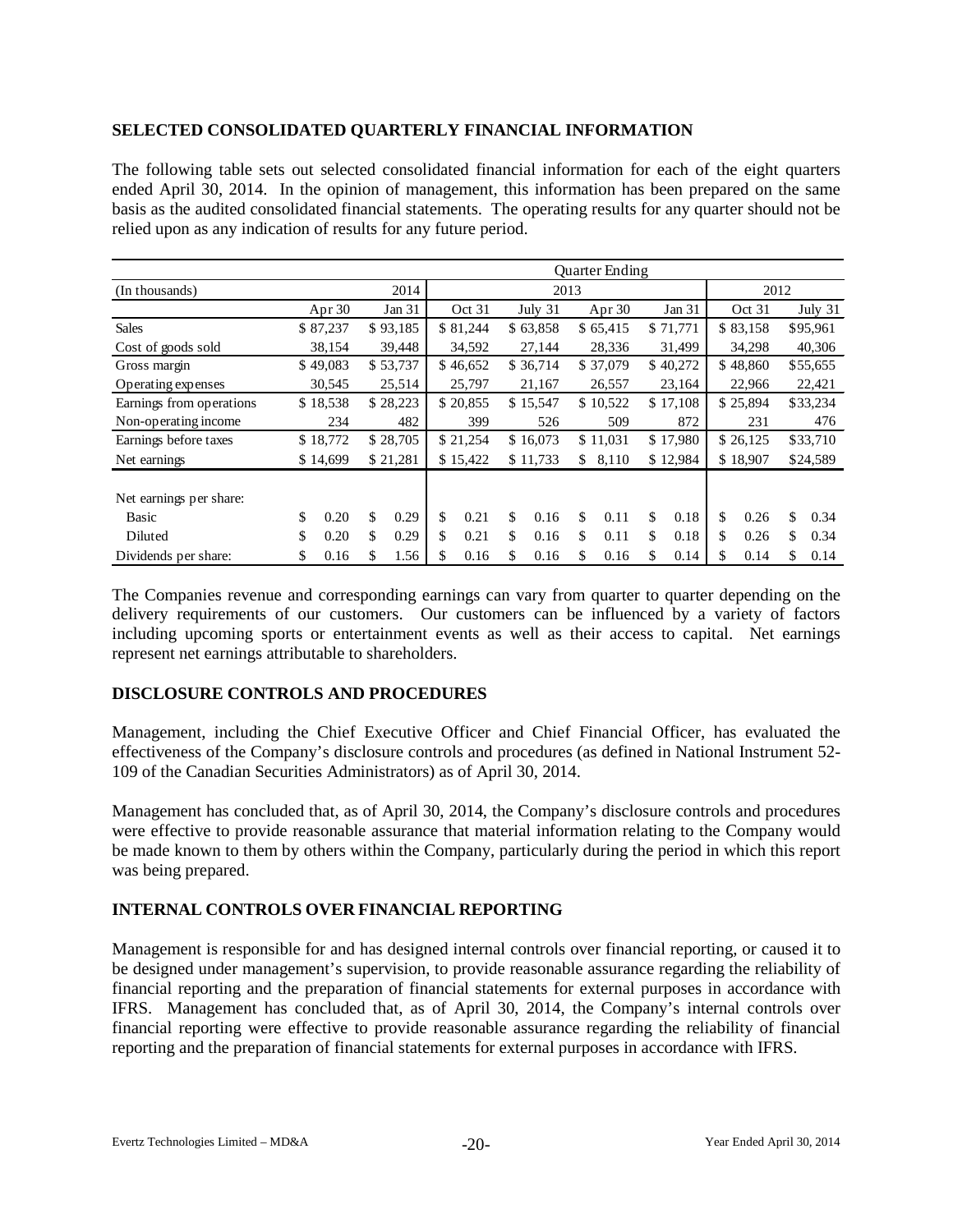## SELECTED CONSOLIDATED QUARTERLY FINANCIAL INFORMATION

The following table sets out selected consolidated financial information for each of the eight quarters ended April 30, 2014. In the opinion of management, this information has been prepared on the same basis as the audited consolidated financial statements. The operating results for any quarter should not be relied upon as any indication of results for any future period.

| | Quarter Ending | | | | | | | |
|---|---|---|---|---|---|---|---|---|
| (In thousands) | 2014 | | 2013 | | | | 2012 | |
| | Apr 30 | Jan 31 | Oct 31 | July 31 | Apr 30 | Jan 31 | Oct 31 | July 31 |
| Sales | $ 87,237 | $ 93,185 | $ 81,244 | $ 63,858 | $ 65,415 | $ 71,771 | $ 83,158 | $95,961 |
| Cost of goods sold | 38,154 | 39,448 | 34,592 | 27,144 | 28,336 | 31,499 | 34,298 | 40,306 |
| Gross margin | $ 49,083 | $ 53,737 | $ 46,652 | $ 36,714 | $ 37,079 | $ 40,272 | $ 48,860 | $55,655 |
| Operating expenses | 30,545 | 25,514 | 25,797 | 21,167 | 26,557 | 23,164 | 22,966 | 22,421 |
| Earnings from operations | $ 18,538 | $ 28,223 | $ 20,855 | $ 15,547 | $ 10,522 | $ 17,108 | $ 25,894 | $33,234 |
| Non-operating income | 234 | 482 | 399 | 526 | 509 | 872 | 231 | 476 |
| Earnings before taxes | $ 18,772 | $ 28,705 | $ 21,254 | $ 16,073 | $ 11,031 | $ 17,980 | $ 26,125 | $33,710 |
| Net earnings | $ 14,699 | $ 21,281 | $ 15,422 | $ 11,733 | $ 8,110 | $ 12,984 | $ 18,907 | $24,589 |
| Net earnings per share: | | | | | | | | |
| Basic | $ 0.20 | $ 0.29 | $ 0.21 | $ 0.16 | $ 0.11 | $ 0.18 | $ 0.26 | $ 0.34 |
| Diluted | $ 0.20 | $ 0.29 | $ 0.21 | $ 0.16 | $ 0.11 | $ 0.18 | $ 0.26 | $ 0.34 |
| Dividends per share: | $ 0.16 | $ 1.56 | $ 0.16 | $ 0.16 | $ 0.16 | $ 0.14 | $ 0.14 | $ 0.14 |

The Companies revenue and corresponding earnings can vary from quarter to quarter depending on the delivery requirements of our customers. Our customers can be influenced by a variety of factors including upcoming sports or entertainment events as well as their access to capital. Net earnings represent net earnings attributable to shareholders.

## DISCLOSURE CONTROLS AND PROCEDURES

Management, including the Chief Executive Officer and Chief Financial Officer, has evaluated the effectiveness of the Company's disclosure controls and procedures (as defined in National Instrument 52-109 of the Canadian Securities Administrators) as of April 30, 2014.

Management has concluded that, as of April 30, 2014, the Company's disclosure controls and procedures were effective to provide reasonable assurance that material information relating to the Company would be made known to them by others within the Company, particularly during the period in which this report was being prepared.

## INTERNAL CONTROLS OVER FINANCIAL REPORTING

Management is responsible for and has designed internal controls over financial reporting, or caused it to be designed under management's supervision, to provide reasonable assurance regarding the reliability of financial reporting and the preparation of financial statements for external purposes in accordance with IFRS. Management has concluded that, as of April 30, 2014, the Company's internal controls over financial reporting were effective to provide reasonable assurance regarding the reliability of financial reporting and the preparation of financial statements for external purposes in accordance with IFRS.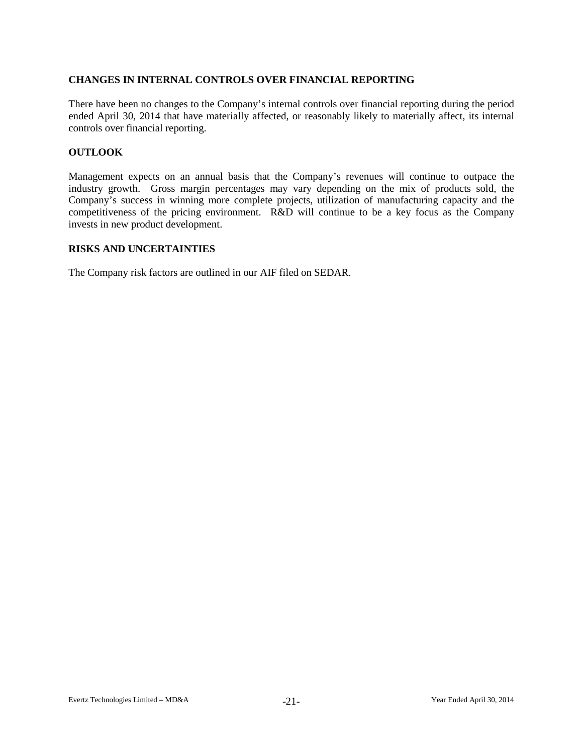## CHANGES IN INTERNAL CONTROLS OVER FINANCIAL REPORTING

There have been no changes to the Company's internal controls over financial reporting during the period ended April 30, 2014 that have materially affected, or reasonably likely to materially affect, its internal controls over financial reporting.

## OUTLOOK

Management expects on an annual basis that the Company's revenues will continue to outpace the industry growth. Gross margin percentages may vary depending on the mix of products sold, the Company's success in winning more complete projects, utilization of manufacturing capacity and the competitiveness of the pricing environment. R&D will continue to be a key focus as the Company invests in new product development.

## RISKS AND UNCERTAINTIES

The Company risk factors are outlined in our AIF filed on SEDAR.